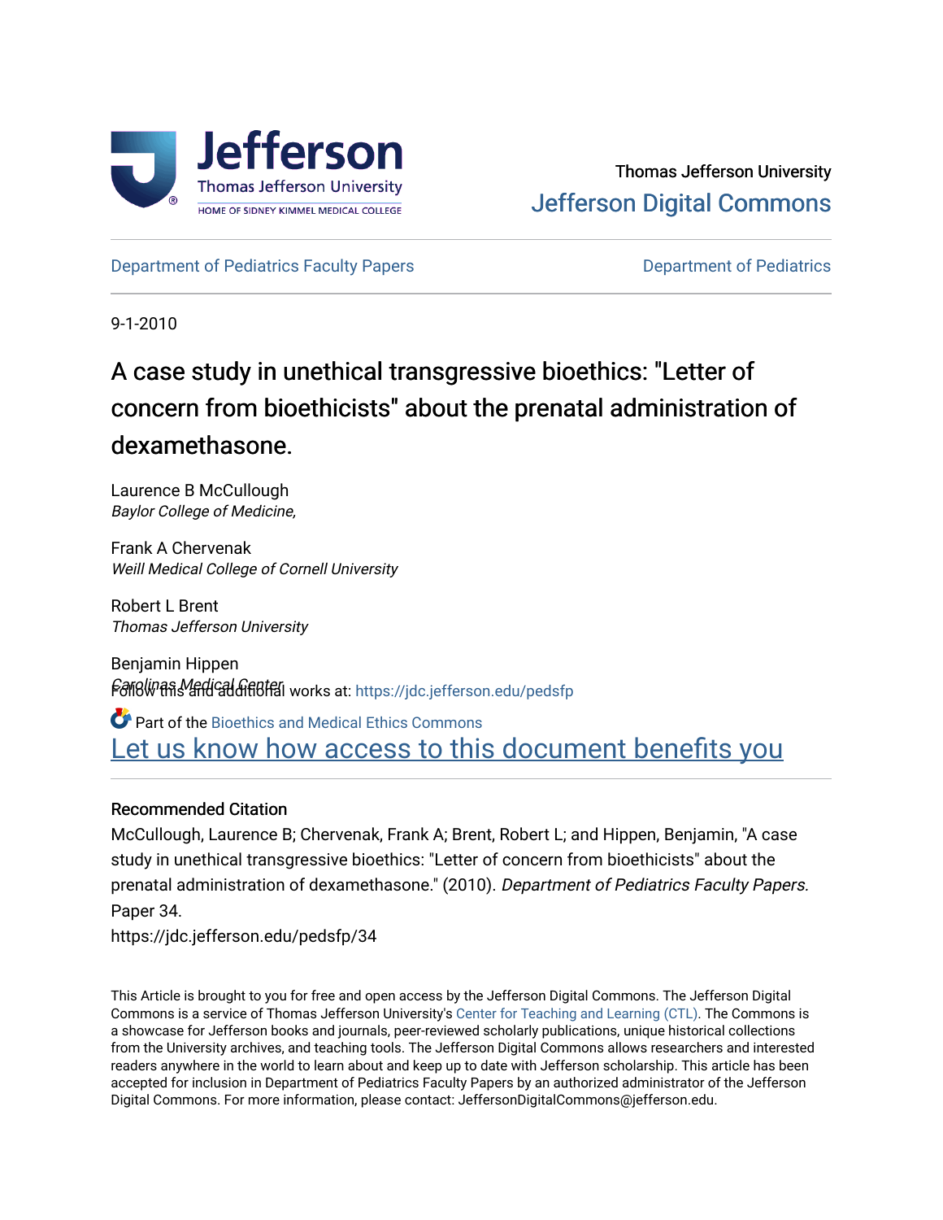Thomas Jefferson University

Jefferson Digital Commons

Department of Pediatrics Faculty Papers | Department of Pediatrics

9-1-2010

# A case study in unethical transgressive bioethics: "Letter of concern from bioethicists" about the prenatal administration of dexamethasone.

Laurence B McCullough
*Baylor College of Medicine,*

Frank A Chervenak
*Weill Medical College of Cornell University*

Robert L Brent
*Thomas Jefferson University*

Benjamin Hippen
*Carolinas Medical Center*

Follow this and additional works at: https://jdc.jefferson.edu/pedsfp

Part of the Bioethics and Medical Ethics Commons

Let us know how access to this document benefits you

## Recommended Citation

McCullough, Laurence B; Chervenak, Frank A; Brent, Robert L; and Hippen, Benjamin, "A case study in unethical transgressive bioethics: "Letter of concern from bioethicists" about the prenatal administration of dexamethasone." (2010). *Department of Pediatrics Faculty Papers*. Paper 34.
https://jdc.jefferson.edu/pedsfp/34

This Article is brought to you for free and open access by the Jefferson Digital Commons. The Jefferson Digital Commons is a service of Thomas Jefferson University's Center for Teaching and Learning (CTL). The Commons is a showcase for Jefferson books and journals, peer-reviewed scholarly publications, unique historical collections from the University archives, and teaching tools. The Jefferson Digital Commons allows researchers and interested readers anywhere in the world to learn about and keep up to date with Jefferson scholarship. This article has been accepted for inclusion in Department of Pediatrics Faculty Papers by an authorized administrator of the Jefferson Digital Commons. For more information, please contact: JeffersonDigitalCommons@jefferson.edu.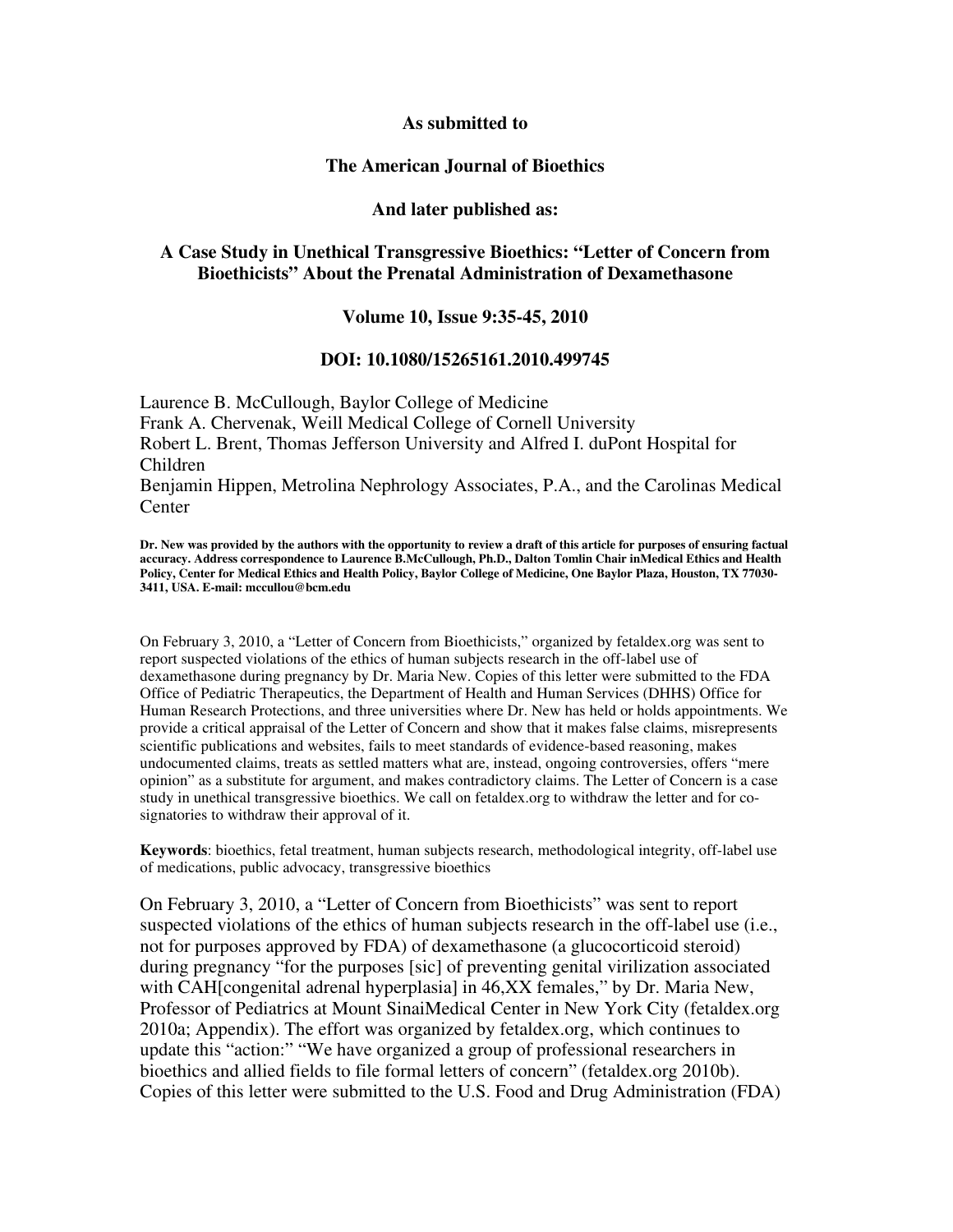**As submitted to**

**The American Journal of Bioethics**

**And later published as:**

**A Case Study in Unethical Transgressive Bioethics: "Letter of Concern from Bioethicists" About the Prenatal Administration of Dexamethasone**

**Volume 10, Issue 9:35-45, 2010**

**DOI: 10.1080/15265161.2010.499745**

Laurence B. McCullough, Baylor College of Medicine
Frank A. Chervenak, Weill Medical College of Cornell University
Robert L. Brent, Thomas Jefferson University and Alfred I. duPont Hospital for Children
Benjamin Hippen, Metrolina Nephrology Associates, P.A., and the Carolinas Medical Center

**Dr. New was provided by the authors with the opportunity to review a draft of this article for purposes of ensuring factual accuracy. Address correspondence to Laurence B.McCullough, Ph.D., Dalton Tomlin Chair inMedical Ethics and Health Policy, Center for Medical Ethics and Health Policy, Baylor College of Medicine, One Baylor Plaza, Houston, TX 77030-3411, USA. E-mail: mccullou@bcm.edu**

On February 3, 2010, a "Letter of Concern from Bioethicists," organized by fetaldex.org was sent to report suspected violations of the ethics of human subjects research in the off-label use of dexamethasone during pregnancy by Dr. Maria New. Copies of this letter were submitted to the FDA Office of Pediatric Therapeutics, the Department of Health and Human Services (DHHS) Office for Human Research Protections, and three universities where Dr. New has held or holds appointments. We provide a critical appraisal of the Letter of Concern and show that it makes false claims, misrepresents scientific publications and websites, fails to meet standards of evidence-based reasoning, makes undocumented claims, treats as settled matters what are, instead, ongoing controversies, offers "mere opinion" as a substitute for argument, and makes contradictory claims. The Letter of Concern is a case study in unethical transgressive bioethics. We call on fetaldex.org to withdraw the letter and for co-signatories to withdraw their approval of it.

**Keywords**: bioethics, fetal treatment, human subjects research, methodological integrity, off-label use of medications, public advocacy, transgressive bioethics

On February 3, 2010, a "Letter of Concern from Bioethicists" was sent to report suspected violations of the ethics of human subjects research in the off-label use (i.e., not for purposes approved by FDA) of dexamethasone (a glucocorticoid steroid) during pregnancy "for the purposes [sic] of preventing genital virilization associated with CAH[congenital adrenal hyperplasia] in 46,XX females," by Dr. Maria New, Professor of Pediatrics at Mount SinaiMedical Center in New York City (fetaldex.org 2010a; Appendix). The effort was organized by fetaldex.org, which continues to update this "action:" "We have organized a group of professional researchers in bioethics and allied fields to file formal letters of concern" (fetaldex.org 2010b). Copies of this letter were submitted to the U.S. Food and Drug Administration (FDA)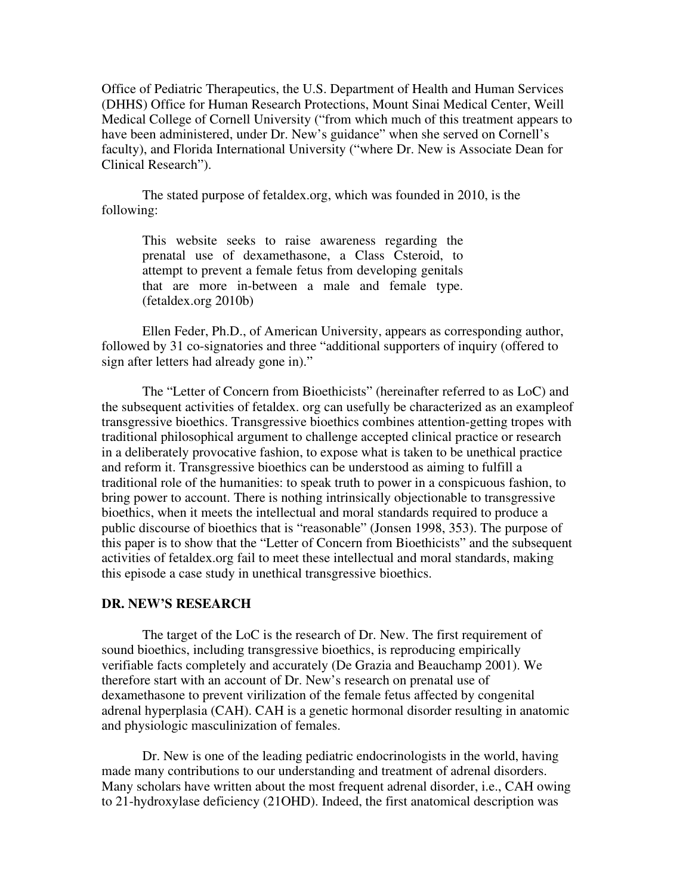Office of Pediatric Therapeutics, the U.S. Department of Health and Human Services (DHHS) Office for Human Research Protections, Mount Sinai Medical Center, Weill Medical College of Cornell University ("from which much of this treatment appears to have been administered, under Dr. New's guidance" when she served on Cornell's faculty), and Florida International University ("where Dr. New is Associate Dean for Clinical Research").

The stated purpose of fetaldex.org, which was founded in 2010, is the following:

> This website seeks to raise awareness regarding the prenatal use of dexamethasone, a Class Csteroid, to attempt to prevent a female fetus from developing genitals that are more in-between a male and female type. (fetaldex.org 2010b)

Ellen Feder, Ph.D., of American University, appears as corresponding author, followed by 31 co-signatories and three "additional supporters of inquiry (offered to sign after letters had already gone in)."

The "Letter of Concern from Bioethicists" (hereinafter referred to as LoC) and the subsequent activities of fetaldex. org can usefully be characterized as an exampleof transgressive bioethics. Transgressive bioethics combines attention-getting tropes with traditional philosophical argument to challenge accepted clinical practice or research in a deliberately provocative fashion, to expose what is taken to be unethical practice and reform it. Transgressive bioethics can be understood as aiming to fulfill a traditional role of the humanities: to speak truth to power in a conspicuous fashion, to bring power to account. There is nothing intrinsically objectionable to transgressive bioethics, when it meets the intellectual and moral standards required to produce a public discourse of bioethics that is "reasonable" (Jonsen 1998, 353). The purpose of this paper is to show that the "Letter of Concern from Bioethicists" and the subsequent activities of fetaldex.org fail to meet these intellectual and moral standards, making this episode a case study in unethical transgressive bioethics.

## DR. NEW'S RESEARCH

The target of the LoC is the research of Dr. New. The first requirement of sound bioethics, including transgressive bioethics, is reproducing empirically verifiable facts completely and accurately (De Grazia and Beauchamp 2001). We therefore start with an account of Dr. New's research on prenatal use of dexamethasone to prevent virilization of the female fetus affected by congenital adrenal hyperplasia (CAH). CAH is a genetic hormonal disorder resulting in anatomic and physiologic masculinization of females.

Dr. New is one of the leading pediatric endocrinologists in the world, having made many contributions to our understanding and treatment of adrenal disorders. Many scholars have written about the most frequent adrenal disorder, i.e., CAH owing to 21-hydroxylase deficiency (21OHD). Indeed, the first anatomical description was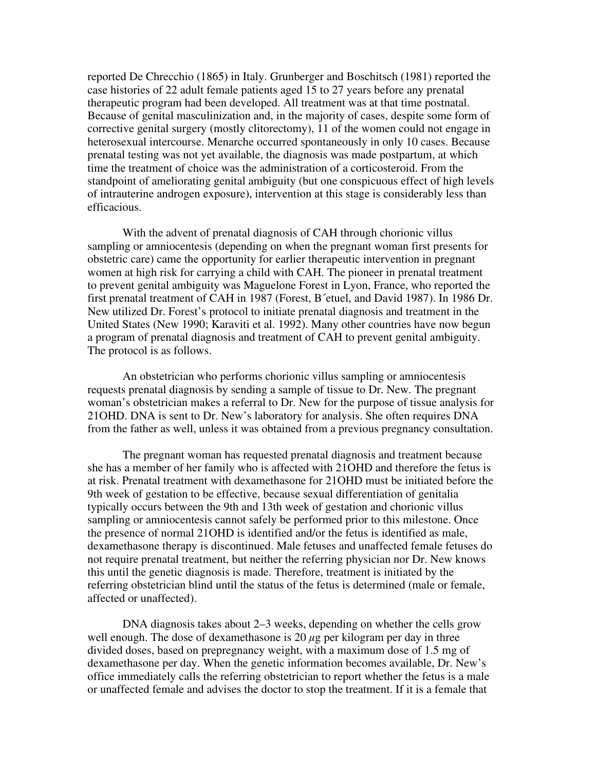reported De Chrecchio (1865) in Italy. Grunberger and Boschitsch (1981) reported the case histories of 22 adult female patients aged 15 to 27 years before any prenatal therapeutic program had been developed. All treatment was at that time postnatal. Because of genital masculinization and, in the majority of cases, despite some form of corrective genital surgery (mostly clitorectomy), 11 of the women could not engage in heterosexual intercourse. Menarche occurred spontaneously in only 10 cases. Because prenatal testing was not yet available, the diagnosis was made postpartum, at which time the treatment of choice was the administration of a corticosteroid. From the standpoint of ameliorating genital ambiguity (but one conspicuous effect of high levels of intrauterine androgen exposure), intervention at this stage is considerably less than efficacious.

With the advent of prenatal diagnosis of CAH through chorionic villus sampling or amniocentesis (depending on when the pregnant woman first presents for obstetric care) came the opportunity for earlier therapeutic intervention in pregnant women at high risk for carrying a child with CAH. The pioneer in prenatal treatment to prevent genital ambiguity was Maguelone Forest in Lyon, France, who reported the first prenatal treatment of CAH in 1987 (Forest, B´etuel, and David 1987). In 1986 Dr. New utilized Dr. Forest's protocol to initiate prenatal diagnosis and treatment in the United States (New 1990; Karaviti et al. 1992). Many other countries have now begun a program of prenatal diagnosis and treatment of CAH to prevent genital ambiguity. The protocol is as follows.

An obstetrician who performs chorionic villus sampling or amniocentesis requests prenatal diagnosis by sending a sample of tissue to Dr. New. The pregnant woman's obstetrician makes a referral to Dr. New for the purpose of tissue analysis for 21OHD. DNA is sent to Dr. New's laboratory for analysis. She often requires DNA from the father as well, unless it was obtained from a previous pregnancy consultation.

The pregnant woman has requested prenatal diagnosis and treatment because she has a member of her family who is affected with 21OHD and therefore the fetus is at risk. Prenatal treatment with dexamethasone for 21OHD must be initiated before the 9th week of gestation to be effective, because sexual differentiation of genitalia typically occurs between the 9th and 13th week of gestation and chorionic villus sampling or amniocentesis cannot safely be performed prior to this milestone. Once the presence of normal 21OHD is identified and/or the fetus is identified as male, dexamethasone therapy is discontinued. Male fetuses and unaffected female fetuses do not require prenatal treatment, but neither the referring physician nor Dr. New knows this until the genetic diagnosis is made. Therefore, treatment is initiated by the referring obstetrician blind until the status of the fetus is determined (male or female, affected or unaffected).

DNA diagnosis takes about 2–3 weeks, depending on whether the cells grow well enough. The dose of dexamethasone is 20 $\mu$g per kilogram per day in three divided doses, based on prepregnancy weight, with a maximum dose of 1.5 mg of dexamethasone per day. When the genetic information becomes available, Dr. New's office immediately calls the referring obstetrician to report whether the fetus is a male or unaffected female and advises the doctor to stop the treatment. If it is a female that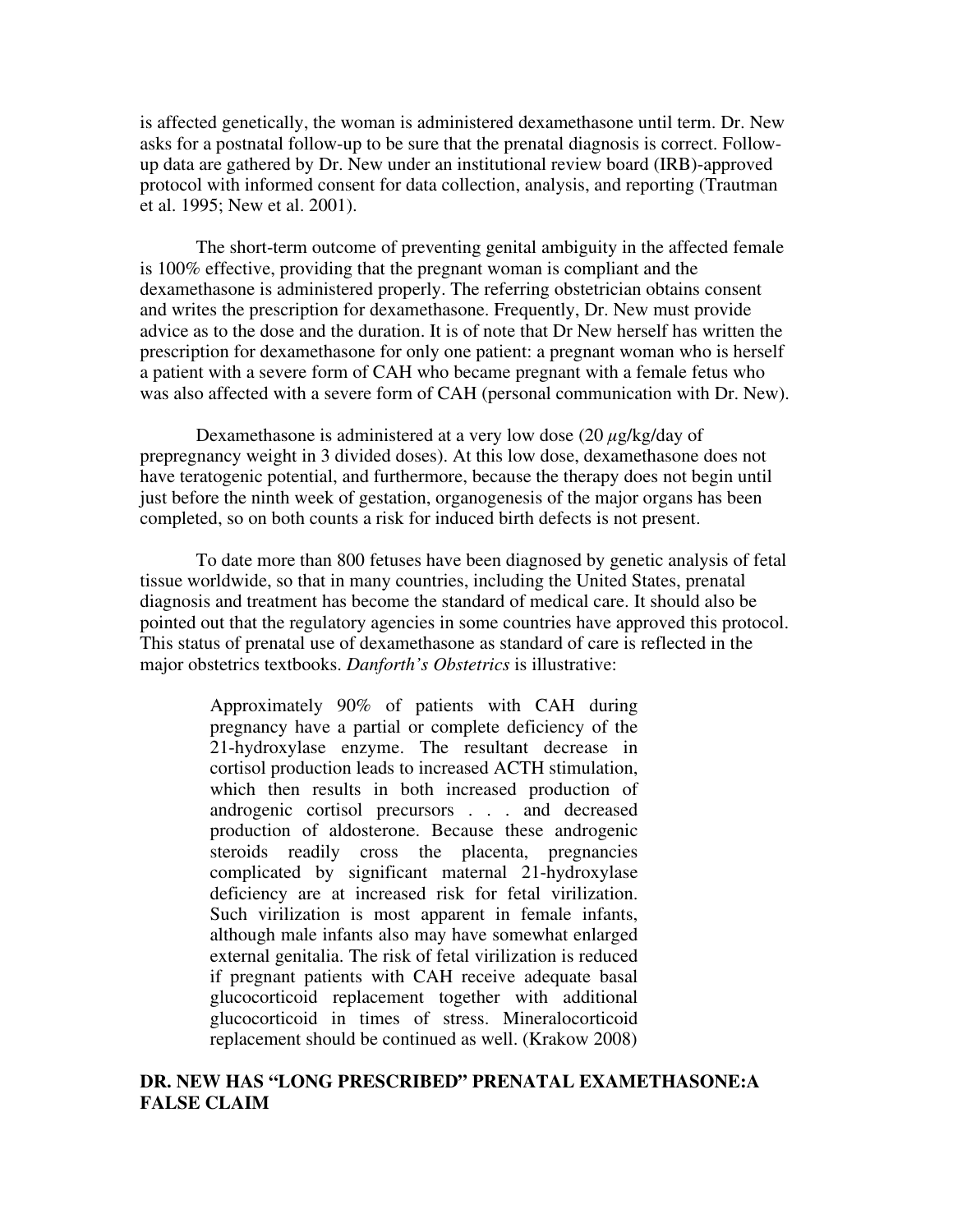is affected genetically, the woman is administered dexamethasone until term. Dr. New asks for a postnatal follow-up to be sure that the prenatal diagnosis is correct. Follow-up data are gathered by Dr. New under an institutional review board (IRB)-approved protocol with informed consent for data collection, analysis, and reporting (Trautman et al. 1995; New et al. 2001).

The short-term outcome of preventing genital ambiguity in the affected female is 100% effective, providing that the pregnant woman is compliant and the dexamethasone is administered properly. The referring obstetrician obtains consent and writes the prescription for dexamethasone. Frequently, Dr. New must provide advice as to the dose and the duration. It is of note that Dr New herself has written the prescription for dexamethasone for only one patient: a pregnant woman who is herself a patient with a severe form of CAH who became pregnant with a female fetus who was also affected with a severe form of CAH (personal communication with Dr. New).

Dexamethasone is administered at a very low dose (20 $\mu$g/kg/day of prepregnancy weight in 3 divided doses). At this low dose, dexamethasone does not have teratogenic potential, and furthermore, because the therapy does not begin until just before the ninth week of gestation, organogenesis of the major organs has been completed, so on both counts a risk for induced birth defects is not present.

To date more than 800 fetuses have been diagnosed by genetic analysis of fetal tissue worldwide, so that in many countries, including the United States, prenatal diagnosis and treatment has become the standard of medical care. It should also be pointed out that the regulatory agencies in some countries have approved this protocol. This status of prenatal use of dexamethasone as standard of care is reflected in the major obstetrics textbooks. *Danforth's Obstetrics* is illustrative:

> Approximately 90% of patients with CAH during pregnancy have a partial or complete deficiency of the 21-hydroxylase enzyme. The resultant decrease in cortisol production leads to increased ACTH stimulation, which then results in both increased production of androgenic cortisol precursors . . . and decreased production of aldosterone. Because these androgenic steroids readily cross the placenta, pregnancies complicated by significant maternal 21-hydroxylase deficiency are at increased risk for fetal virilization. Such virilization is most apparent in female infants, although male infants also may have somewhat enlarged external genitalia. The risk of fetal virilization is reduced if pregnant patients with CAH receive adequate basal glucocorticoid replacement together with additional glucocorticoid in times of stress. Mineralocorticoid replacement should be continued as well. (Krakow 2008)

## DR. NEW HAS "LONG PRESCRIBED" PRENATAL EXAMETHASONE:A FALSE CLAIM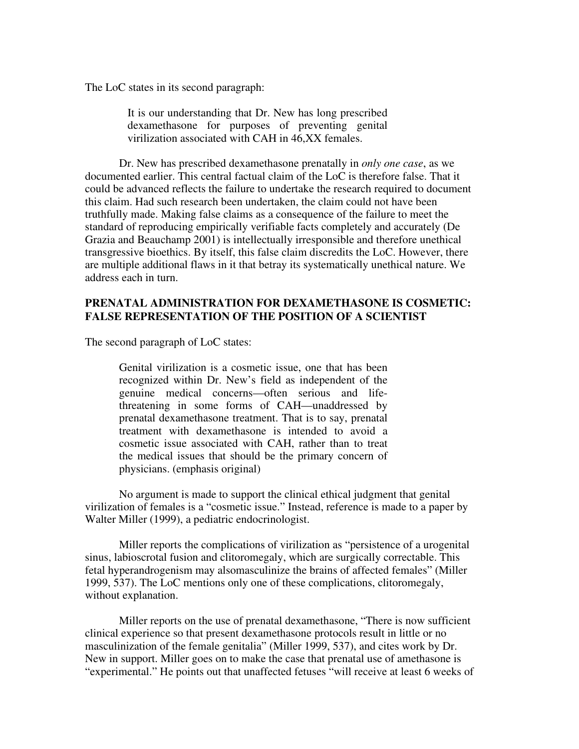The LoC states in its second paragraph:

> It is our understanding that Dr. New has long prescribed dexamethasone for purposes of preventing genital virilization associated with CAH in 46,XX females.

Dr. New has prescribed dexamethasone prenatally in *only one case*, as we documented earlier. This central factual claim of the LoC is therefore false. That it could be advanced reflects the failure to undertake the research required to document this claim. Had such research been undertaken, the claim could not have been truthfully made. Making false claims as a consequence of the failure to meet the standard of reproducing empirically verifiable facts completely and accurately (De Grazia and Beauchamp 2001) is intellectually irresponsible and therefore unethical transgressive bioethics. By itself, this false claim discredits the LoC. However, there are multiple additional flaws in it that betray its systematically unethical nature. We address each in turn.

## PRENATAL ADMINISTRATION FOR DEXAMETHASONE IS COSMETIC: FALSE REPRESENTATION OF THE POSITION OF A SCIENTIST

The second paragraph of LoC states:

> Genital virilization is a cosmetic issue, one that has been recognized within Dr. New's field as independent of the genuine medical concerns—often serious and life-threatening in some forms of CAH—unaddressed by prenatal dexamethasone treatment. That is to say, prenatal treatment with dexamethasone is intended to avoid a cosmetic issue associated with CAH, rather than to treat the medical issues that should be the primary concern of physicians. (emphasis original)

No argument is made to support the clinical ethical judgment that genital virilization of females is a "cosmetic issue." Instead, reference is made to a paper by Walter Miller (1999), a pediatric endocrinologist.

Miller reports the complications of virilization as "persistence of a urogenital sinus, labioscrotal fusion and clitoromegaly, which are surgically correctable. This fetal hyperandrogenism may alsomasculinize the brains of affected females" (Miller 1999, 537). The LoC mentions only one of these complications, clitoromegaly, without explanation.

Miller reports on the use of prenatal dexamethasone, "There is now sufficient clinical experience so that present dexamethasone protocols result in little or no masculinization of the female genitalia" (Miller 1999, 537), and cites work by Dr. New in support. Miller goes on to make the case that prenatal use of amethasone is "experimental." He points out that unaffected fetuses "will receive at least 6 weeks of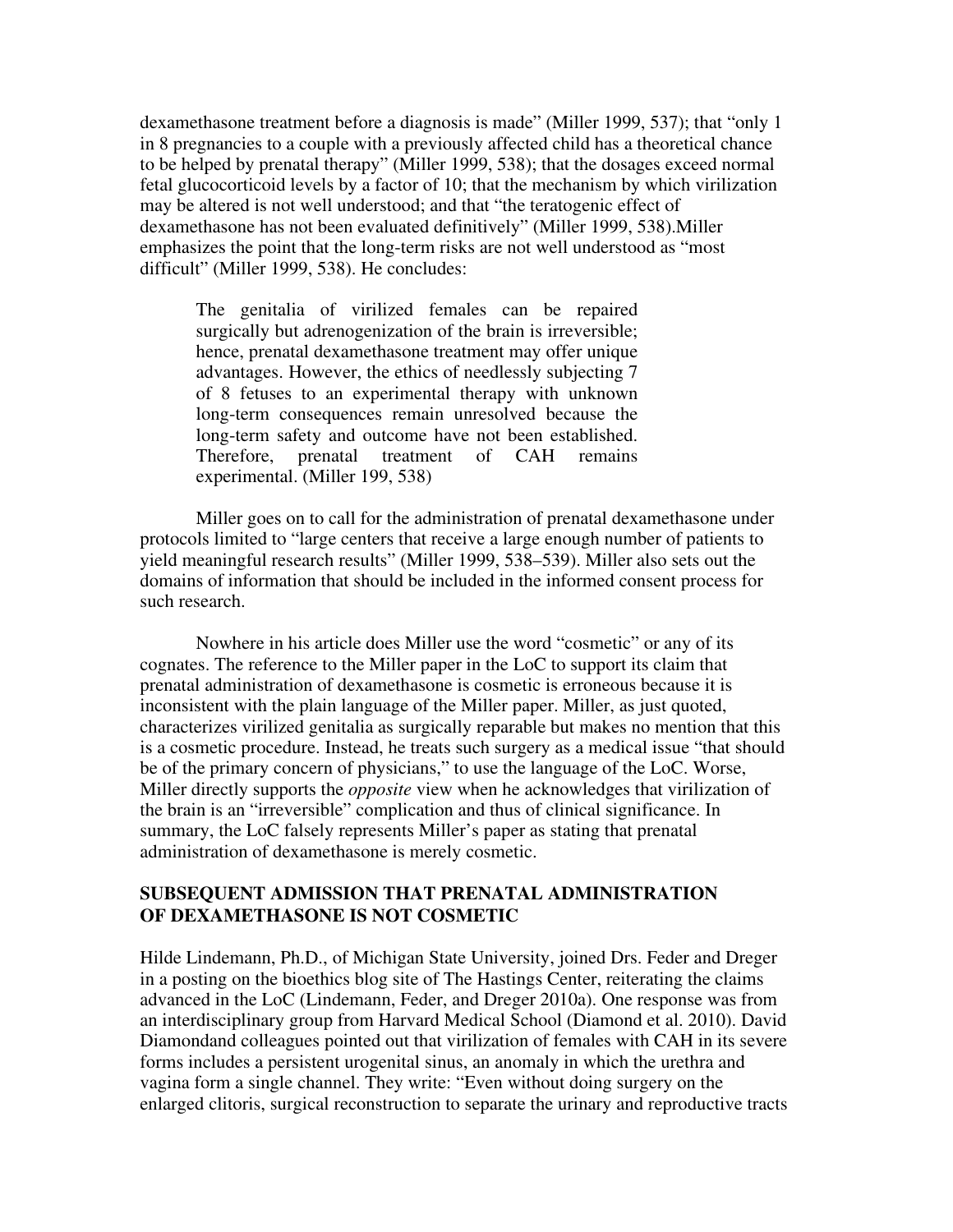dexamethasone treatment before a diagnosis is made" (Miller 1999, 537); that "only 1 in 8 pregnancies to a couple with a previously affected child has a theoretical chance to be helped by prenatal therapy" (Miller 1999, 538); that the dosages exceed normal fetal glucocorticoid levels by a factor of 10; that the mechanism by which virilization may be altered is not well understood; and that "the teratogenic effect of dexamethasone has not been evaluated definitively" (Miller 1999, 538).Miller emphasizes the point that the long-term risks are not well understood as "most difficult" (Miller 1999, 538). He concludes:

> The genitalia of virilized females can be repaired surgically but adrenogenization of the brain is irreversible; hence, prenatal dexamethasone treatment may offer unique advantages. However, the ethics of needlessly subjecting 7 of 8 fetuses to an experimental therapy with unknown long-term consequences remain unresolved because the long-term safety and outcome have not been established. Therefore, prenatal treatment of CAH remains experimental. (Miller 199, 538)

Miller goes on to call for the administration of prenatal dexamethasone under protocols limited to "large centers that receive a large enough number of patients to yield meaningful research results" (Miller 1999, 538–539). Miller also sets out the domains of information that should be included in the informed consent process for such research.

Nowhere in his article does Miller use the word "cosmetic" or any of its cognates. The reference to the Miller paper in the LoC to support its claim that prenatal administration of dexamethasone is cosmetic is erroneous because it is inconsistent with the plain language of the Miller paper. Miller, as just quoted, characterizes virilized genitalia as surgically reparable but makes no mention that this is a cosmetic procedure. Instead, he treats such surgery as a medical issue "that should be of the primary concern of physicians," to use the language of the LoC. Worse, Miller directly supports the *opposite* view when he acknowledges that virilization of the brain is an "irreversible" complication and thus of clinical significance. In summary, the LoC falsely represents Miller's paper as stating that prenatal administration of dexamethasone is merely cosmetic.

## SUBSEQUENT ADMISSION THAT PRENATAL ADMINISTRATION OF DEXAMETHASONE IS NOT COSMETIC

Hilde Lindemann, Ph.D., of Michigan State University, joined Drs. Feder and Dreger in a posting on the bioethics blog site of The Hastings Center, reiterating the claims advanced in the LoC (Lindemann, Feder, and Dreger 2010a). One response was from an interdisciplinary group from Harvard Medical School (Diamond et al. 2010). David Diamondand colleagues pointed out that virilization of females with CAH in its severe forms includes a persistent urogenital sinus, an anomaly in which the urethra and vagina form a single channel. They write: "Even without doing surgery on the enlarged clitoris, surgical reconstruction to separate the urinary and reproductive tracts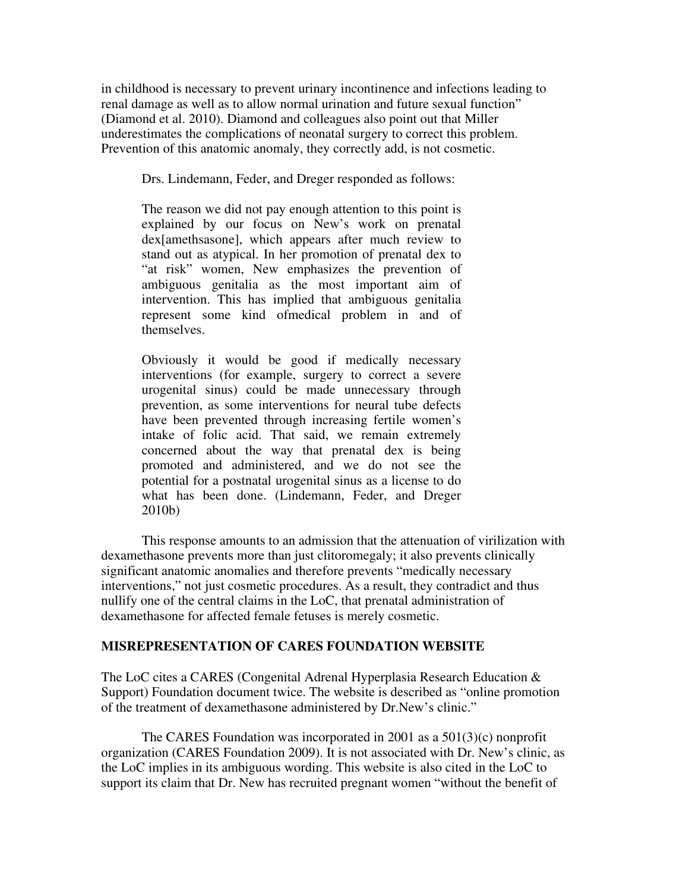in childhood is necessary to prevent urinary incontinence and infections leading to renal damage as well as to allow normal urination and future sexual function" (Diamond et al. 2010). Diamond and colleagues also point out that Miller underestimates the complications of neonatal surgery to correct this problem. Prevention of this anatomic anomaly, they correctly add, is not cosmetic.

Drs. Lindemann, Feder, and Dreger responded as follows:

> The reason we did not pay enough attention to this point is explained by our focus on New's work on prenatal dex[amethsasone], which appears after much review to stand out as atypical. In her promotion of prenatal dex to "at risk" women, New emphasizes the prevention of ambiguous genitalia as the most important aim of intervention. This has implied that ambiguous genitalia represent some kind ofmedical problem in and of themselves.
>
> Obviously it would be good if medically necessary interventions (for example, surgery to correct a severe urogenital sinus) could be made unnecessary through prevention, as some interventions for neural tube defects have been prevented through increasing fertile women's intake of folic acid. That said, we remain extremely concerned about the way that prenatal dex is being promoted and administered, and we do not see the potential for a postnatal urogenital sinus as a license to do what has been done. (Lindemann, Feder, and Dreger 2010b)

This response amounts to an admission that the attenuation of virilization with dexamethasone prevents more than just clitoromegaly; it also prevents clinically significant anatomic anomalies and therefore prevents "medically necessary interventions," not just cosmetic procedures. As a result, they contradict and thus nullify one of the central claims in the LoC, that prenatal administration of dexamethasone for affected female fetuses is merely cosmetic.

## MISREPRESENTATION OF CARES FOUNDATION WEBSITE

The LoC cites a CARES (Congenital Adrenal Hyperplasia Research Education & Support) Foundation document twice. The website is described as "online promotion of the treatment of dexamethasone administered by Dr.New's clinic."

The CARES Foundation was incorporated in 2001 as a 501(3)(c) nonprofit organization (CARES Foundation 2009). It is not associated with Dr. New's clinic, as the LoC implies in its ambiguous wording. This website is also cited in the LoC to support its claim that Dr. New has recruited pregnant women "without the benefit of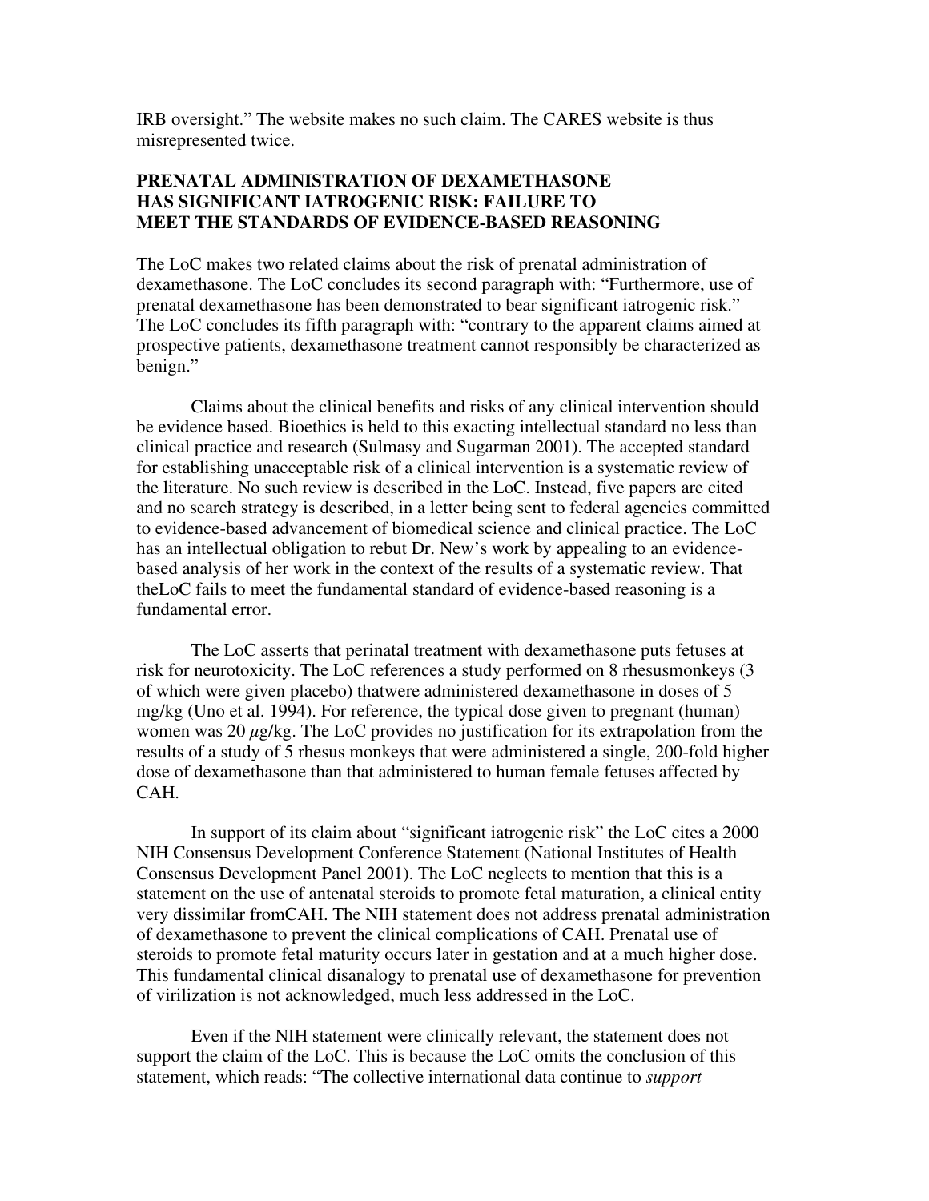IRB oversight." The website makes no such claim. The CARES website is thus misrepresented twice.

## PRENATAL ADMINISTRATION OF DEXAMETHASONE HAS SIGNIFICANT IATROGENIC RISK: FAILURE TO MEET THE STANDARDS OF EVIDENCE-BASED REASONING

The LoC makes two related claims about the risk of prenatal administration of dexamethasone. The LoC concludes its second paragraph with: "Furthermore, use of prenatal dexamethasone has been demonstrated to bear significant iatrogenic risk." The LoC concludes its fifth paragraph with: "contrary to the apparent claims aimed at prospective patients, dexamethasone treatment cannot responsibly be characterized as benign."

Claims about the clinical benefits and risks of any clinical intervention should be evidence based. Bioethics is held to this exacting intellectual standard no less than clinical practice and research (Sulmasy and Sugarman 2001). The accepted standard for establishing unacceptable risk of a clinical intervention is a systematic review of the literature. No such review is described in the LoC. Instead, five papers are cited and no search strategy is described, in a letter being sent to federal agencies committed to evidence-based advancement of biomedical science and clinical practice. The LoC has an intellectual obligation to rebut Dr. New's work by appealing to an evidence-based analysis of her work in the context of the results of a systematic review. That theLoC fails to meet the fundamental standard of evidence-based reasoning is a fundamental error.

The LoC asserts that perinatal treatment with dexamethasone puts fetuses at risk for neurotoxicity. The LoC references a study performed on 8 rhesusmonkeys (3 of which were given placebo) thatwere administered dexamethasone in doses of 5 mg/kg (Uno et al. 1994). For reference, the typical dose given to pregnant (human) women was 20 $\mu$g/kg. The LoC provides no justification for its extrapolation from the results of a study of 5 rhesus monkeys that were administered a single, 200-fold higher dose of dexamethasone than that administered to human female fetuses affected by CAH.

In support of its claim about "significant iatrogenic risk" the LoC cites a 2000 NIH Consensus Development Conference Statement (National Institutes of Health Consensus Development Panel 2001). The LoC neglects to mention that this is a statement on the use of antenatal steroids to promote fetal maturation, a clinical entity very dissimilar fromCAH. The NIH statement does not address prenatal administration of dexamethasone to prevent the clinical complications of CAH. Prenatal use of steroids to promote fetal maturity occurs later in gestation and at a much higher dose. This fundamental clinical disanalogy to prenatal use of dexamethasone for prevention of virilization is not acknowledged, much less addressed in the LoC.

Even if the NIH statement were clinically relevant, the statement does not support the claim of the LoC. This is because the LoC omits the conclusion of this statement, which reads: "The collective international data continue to *support*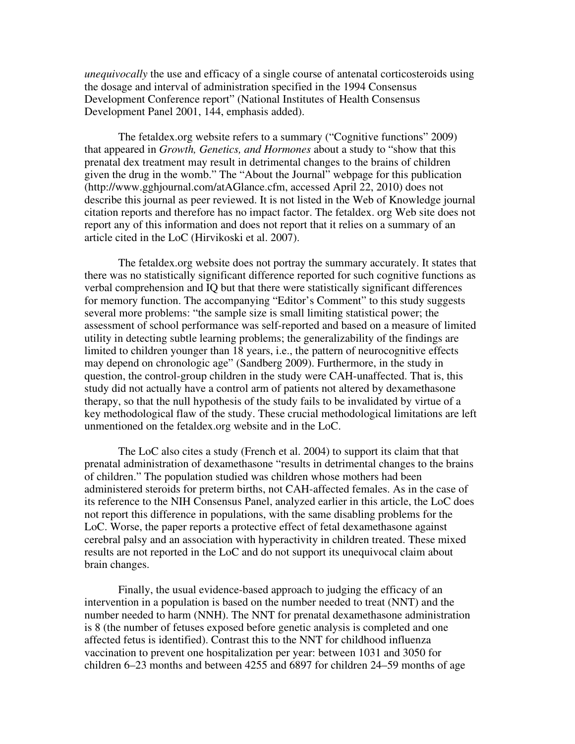*unequivocally* the use and efficacy of a single course of antenatal corticosteroids using the dosage and interval of administration specified in the 1994 Consensus Development Conference report" (National Institutes of Health Consensus Development Panel 2001, 144, emphasis added).

The fetaldex.org website refers to a summary ("Cognitive functions" 2009) that appeared in *Growth, Genetics, and Hormones* about a study to "show that this prenatal dex treatment may result in detrimental changes to the brains of children given the drug in the womb." The "About the Journal" webpage for this publication (http://www.gghjournal.com/atAGlance.cfm, accessed April 22, 2010) does not describe this journal as peer reviewed. It is not listed in the Web of Knowledge journal citation reports and therefore has no impact factor. The fetaldex. org Web site does not report any of this information and does not report that it relies on a summary of an article cited in the LoC (Hirvikoski et al. 2007).

The fetaldex.org website does not portray the summary accurately. It states that there was no statistically significant difference reported for such cognitive functions as verbal comprehension and IQ but that there were statistically significant differences for memory function. The accompanying "Editor's Comment" to this study suggests several more problems: "the sample size is small limiting statistical power; the assessment of school performance was self-reported and based on a measure of limited utility in detecting subtle learning problems; the generalizability of the findings are limited to children younger than 18 years, i.e., the pattern of neurocognitive effects may depend on chronologic age" (Sandberg 2009). Furthermore, in the study in question, the control-group children in the study were CAH-unaffected. That is, this study did not actually have a control arm of patients not altered by dexamethasone therapy, so that the null hypothesis of the study fails to be invalidated by virtue of a key methodological flaw of the study. These crucial methodological limitations are left unmentioned on the fetaldex.org website and in the LoC.

The LoC also cites a study (French et al. 2004) to support its claim that that prenatal administration of dexamethasone "results in detrimental changes to the brains of children." The population studied was children whose mothers had been administered steroids for preterm births, not CAH-affected females. As in the case of its reference to the NIH Consensus Panel, analyzed earlier in this article, the LoC does not report this difference in populations, with the same disabling problems for the LoC. Worse, the paper reports a protective effect of fetal dexamethasone against cerebral palsy and an association with hyperactivity in children treated. These mixed results are not reported in the LoC and do not support its unequivocal claim about brain changes.

Finally, the usual evidence-based approach to judging the efficacy of an intervention in a population is based on the number needed to treat (NNT) and the number needed to harm (NNH). The NNT for prenatal dexamethasone administration is 8 (the number of fetuses exposed before genetic analysis is completed and one affected fetus is identified). Contrast this to the NNT for childhood influenza vaccination to prevent one hospitalization per year: between 1031 and 3050 for children 6–23 months and between 4255 and 6897 for children 24–59 months of age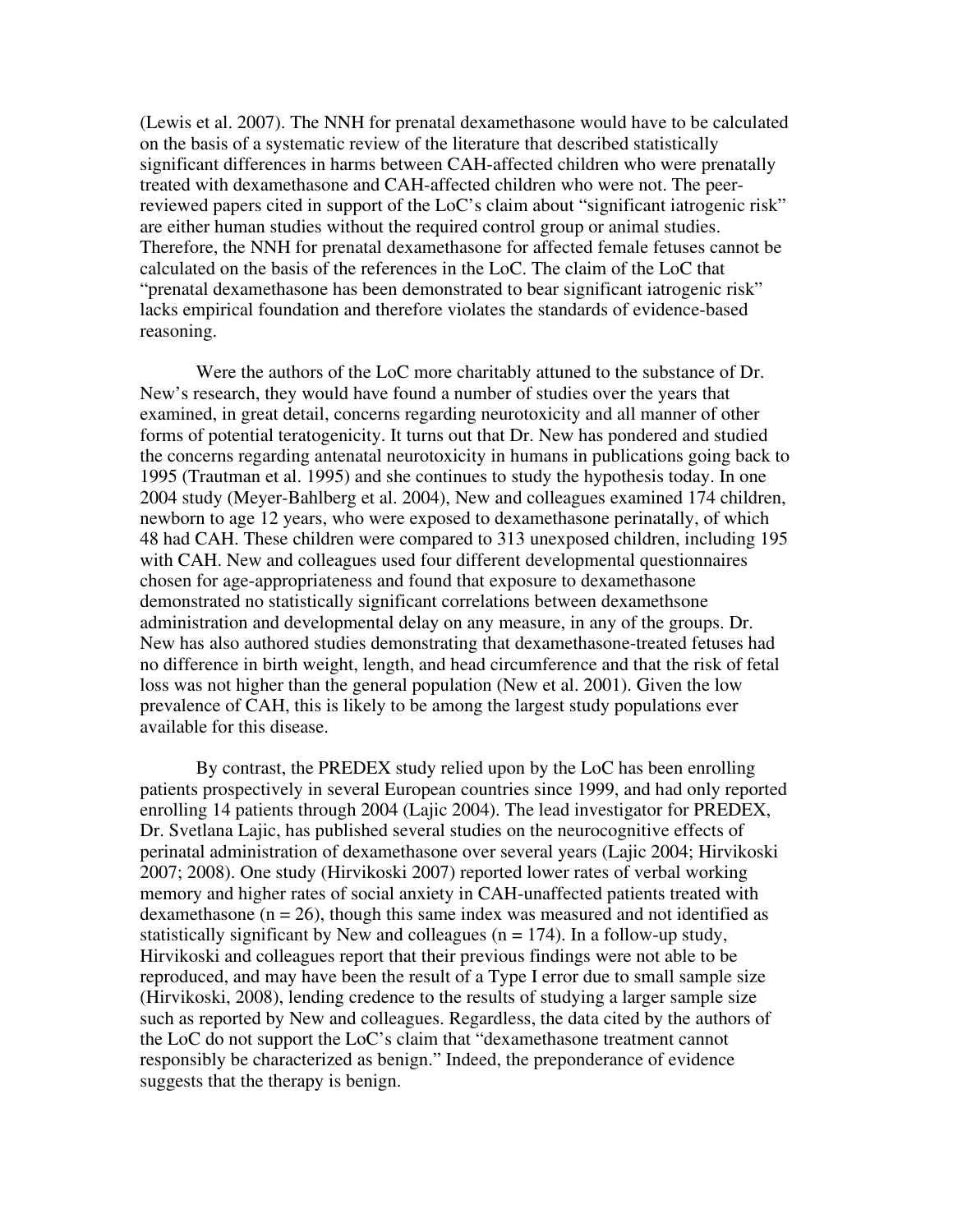(Lewis et al. 2007). The NNH for prenatal dexamethasone would have to be calculated on the basis of a systematic review of the literature that described statistically significant differences in harms between CAH-affected children who were prenatally treated with dexamethasone and CAH-affected children who were not. The peer-reviewed papers cited in support of the LoC's claim about "significant iatrogenic risk" are either human studies without the required control group or animal studies. Therefore, the NNH for prenatal dexamethasone for affected female fetuses cannot be calculated on the basis of the references in the LoC. The claim of the LoC that "prenatal dexamethasone has been demonstrated to bear significant iatrogenic risk" lacks empirical foundation and therefore violates the standards of evidence-based reasoning.

Were the authors of the LoC more charitably attuned to the substance of Dr. New's research, they would have found a number of studies over the years that examined, in great detail, concerns regarding neurotoxicity and all manner of other forms of potential teratogenicity. It turns out that Dr. New has pondered and studied the concerns regarding antenatal neurotoxicity in humans in publications going back to 1995 (Trautman et al. 1995) and she continues to study the hypothesis today. In one 2004 study (Meyer-Bahlberg et al. 2004), New and colleagues examined 174 children, newborn to age 12 years, who were exposed to dexamethasone perinatally, of which 48 had CAH. These children were compared to 313 unexposed children, including 195 with CAH. New and colleagues used four different developmental questionnaires chosen for age-appropriateness and found that exposure to dexamethasone demonstrated no statistically significant correlations between dexamethsone administration and developmental delay on any measure, in any of the groups. Dr. New has also authored studies demonstrating that dexamethasone-treated fetuses had no difference in birth weight, length, and head circumference and that the risk of fetal loss was not higher than the general population (New et al. 2001). Given the low prevalence of CAH, this is likely to be among the largest study populations ever available for this disease.

By contrast, the PREDEX study relied upon by the LoC has been enrolling patients prospectively in several European countries since 1999, and had only reported enrolling 14 patients through 2004 (Lajic 2004). The lead investigator for PREDEX, Dr. Svetlana Lajic, has published several studies on the neurocognitive effects of perinatal administration of dexamethasone over several years (Lajic 2004; Hirvikoski 2007; 2008). One study (Hirvikoski 2007) reported lower rates of verbal working memory and higher rates of social anxiety in CAH-unaffected patients treated with dexamethasone ($n = 26$), though this same index was measured and not identified as statistically significant by New and colleagues ($n = 174$). In a follow-up study, Hirvikoski and colleagues report that their previous findings were not able to be reproduced, and may have been the result of a Type I error due to small sample size (Hirvikoski, 2008), lending credence to the results of studying a larger sample size such as reported by New and colleagues. Regardless, the data cited by the authors of the LoC do not support the LoC's claim that "dexamethasone treatment cannot responsibly be characterized as benign." Indeed, the preponderance of evidence suggests that the therapy is benign.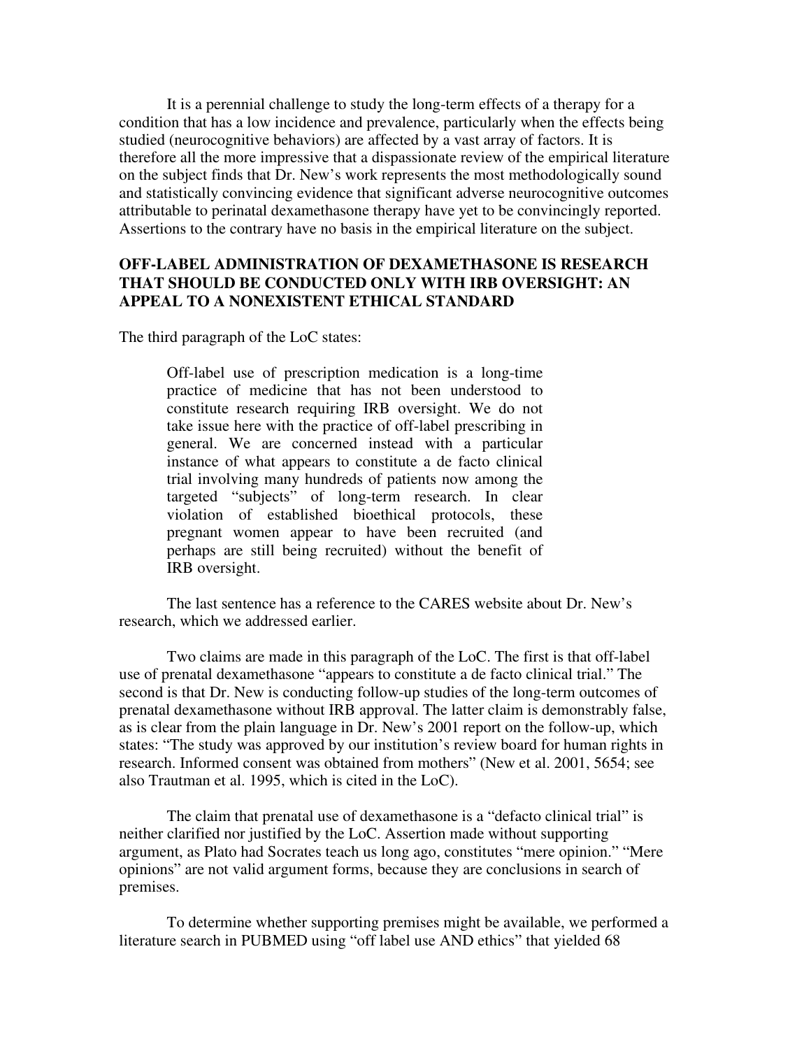It is a perennial challenge to study the long-term effects of a therapy for a condition that has a low incidence and prevalence, particularly when the effects being studied (neurocognitive behaviors) are affected by a vast array of factors. It is therefore all the more impressive that a dispassionate review of the empirical literature on the subject finds that Dr. New's work represents the most methodologically sound and statistically convincing evidence that significant adverse neurocognitive outcomes attributable to perinatal dexamethasone therapy have yet to be convincingly reported. Assertions to the contrary have no basis in the empirical literature on the subject.

## OFF-LABEL ADMINISTRATION OF DEXAMETHASONE IS RESEARCH THAT SHOULD BE CONDUCTED ONLY WITH IRB OVERSIGHT: AN APPEAL TO A NONEXISTENT ETHICAL STANDARD

The third paragraph of the LoC states:

> Off-label use of prescription medication is a long-time practice of medicine that has not been understood to constitute research requiring IRB oversight. We do not take issue here with the practice of off-label prescribing in general. We are concerned instead with a particular instance of what appears to constitute a de facto clinical trial involving many hundreds of patients now among the targeted "subjects" of long-term research. In clear violation of established bioethical protocols, these pregnant women appear to have been recruited (and perhaps are still being recruited) without the benefit of IRB oversight.

The last sentence has a reference to the CARES website about Dr. New's research, which we addressed earlier.

Two claims are made in this paragraph of the LoC. The first is that off-label use of prenatal dexamethasone "appears to constitute a de facto clinical trial." The second is that Dr. New is conducting follow-up studies of the long-term outcomes of prenatal dexamethasone without IRB approval. The latter claim is demonstrably false, as is clear from the plain language in Dr. New's 2001 report on the follow-up, which states: "The study was approved by our institution's review board for human rights in research. Informed consent was obtained from mothers" (New et al. 2001, 5654; see also Trautman et al. 1995, which is cited in the LoC).

The claim that prenatal use of dexamethasone is a "defacto clinical trial" is neither clarified nor justified by the LoC. Assertion made without supporting argument, as Plato had Socrates teach us long ago, constitutes "mere opinion." "Mere opinions" are not valid argument forms, because they are conclusions in search of premises.

To determine whether supporting premises might be available, we performed a literature search in PUBMED using "off label use AND ethics" that yielded 68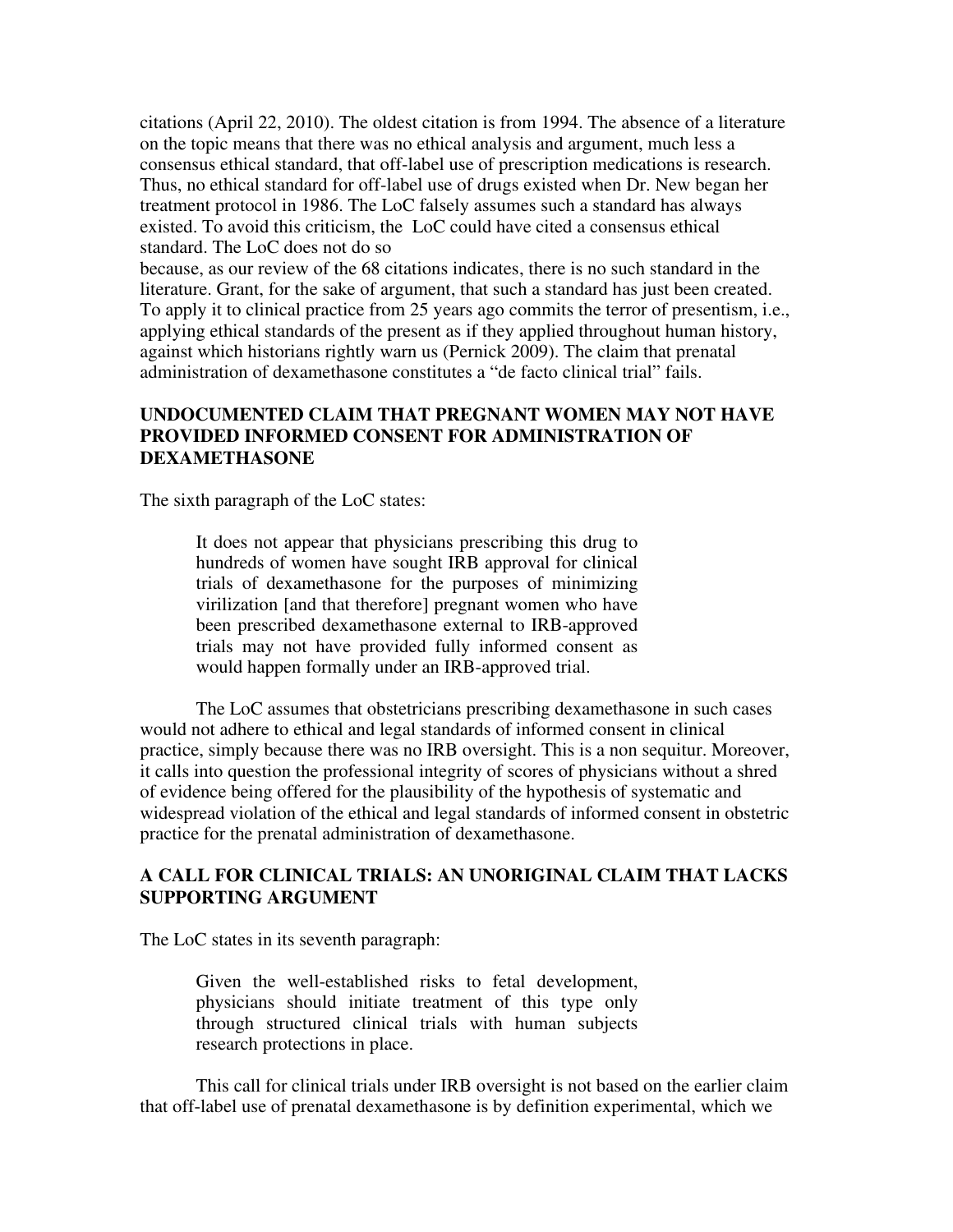citations (April 22, 2010). The oldest citation is from 1994. The absence of a literature on the topic means that there was no ethical analysis and argument, much less a consensus ethical standard, that off-label use of prescription medications is research. Thus, no ethical standard for off-label use of drugs existed when Dr. New began her treatment protocol in 1986. The LoC falsely assumes such a standard has always existed. To avoid this criticism, the LoC could have cited a consensus ethical standard. The LoC does not do so because, as our review of the 68 citations indicates, there is no such standard in the literature. Grant, for the sake of argument, that such a standard has just been created. To apply it to clinical practice from 25 years ago commits the terror of presentism, i.e., applying ethical standards of the present as if they applied throughout human history, against which historians rightly warn us (Pernick 2009). The claim that prenatal administration of dexamethasone constitutes a "de facto clinical trial" fails.

## UNDOCUMENTED CLAIM THAT PREGNANT WOMEN MAY NOT HAVE PROVIDED INFORMED CONSENT FOR ADMINISTRATION OF DEXAMETHASONE

The sixth paragraph of the LoC states:

> It does not appear that physicians prescribing this drug to hundreds of women have sought IRB approval for clinical trials of dexamethasone for the purposes of minimizing virilization [and that therefore] pregnant women who have been prescribed dexamethasone external to IRB-approved trials may not have provided fully informed consent as would happen formally under an IRB-approved trial.

The LoC assumes that obstetricians prescribing dexamethasone in such cases would not adhere to ethical and legal standards of informed consent in clinical practice, simply because there was no IRB oversight. This is a non sequitur. Moreover, it calls into question the professional integrity of scores of physicians without a shred of evidence being offered for the plausibility of the hypothesis of systematic and widespread violation of the ethical and legal standards of informed consent in obstetric practice for the prenatal administration of dexamethasone.

## A CALL FOR CLINICAL TRIALS: AN UNORIGINAL CLAIM THAT LACKS SUPPORTING ARGUMENT

The LoC states in its seventh paragraph:

> Given the well-established risks to fetal development, physicians should initiate treatment of this type only through structured clinical trials with human subjects research protections in place.

This call for clinical trials under IRB oversight is not based on the earlier claim that off-label use of prenatal dexamethasone is by definition experimental, which we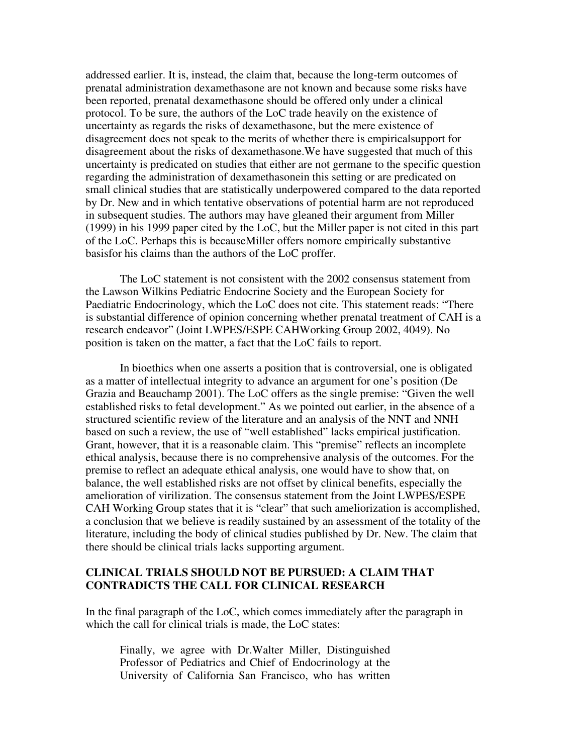addressed earlier. It is, instead, the claim that, because the long-term outcomes of prenatal administration dexamethasone are not known and because some risks have been reported, prenatal dexamethasone should be offered only under a clinical protocol. To be sure, the authors of the LoC trade heavily on the existence of uncertainty as regards the risks of dexamethasone, but the mere existence of disagreement does not speak to the merits of whether there is empiricalsupport for disagreement about the risks of dexamethasone.We have suggested that much of this uncertainty is predicated on studies that either are not germane to the specific question regarding the administration of dexamethasonein this setting or are predicated on small clinical studies that are statistically underpowered compared to the data reported by Dr. New and in which tentative observations of potential harm are not reproduced in subsequent studies. The authors may have gleaned their argument from Miller (1999) in his 1999 paper cited by the LoC, but the Miller paper is not cited in this part of the LoC. Perhaps this is becauseMiller offers nomore empirically substantive basisfor his claims than the authors of the LoC proffer.

The LoC statement is not consistent with the 2002 consensus statement from the Lawson Wilkins Pediatric Endocrine Society and the European Society for Paediatric Endocrinology, which the LoC does not cite. This statement reads: "There is substantial difference of opinion concerning whether prenatal treatment of CAH is a research endeavor" (Joint LWPES/ESPE CAHWorking Group 2002, 4049). No position is taken on the matter, a fact that the LoC fails to report.

In bioethics when one asserts a position that is controversial, one is obligated as a matter of intellectual integrity to advance an argument for one's position (De Grazia and Beauchamp 2001). The LoC offers as the single premise: "Given the well established risks to fetal development." As we pointed out earlier, in the absence of a structured scientific review of the literature and an analysis of the NNT and NNH based on such a review, the use of "well established" lacks empirical justification. Grant, however, that it is a reasonable claim. This "premise" reflects an incomplete ethical analysis, because there is no comprehensive analysis of the outcomes. For the premise to reflect an adequate ethical analysis, one would have to show that, on balance, the well established risks are not offset by clinical benefits, especially the amelioration of virilization. The consensus statement from the Joint LWPES/ESPE CAH Working Group states that it is "clear" that such ameliorization is accomplished, a conclusion that we believe is readily sustained by an assessment of the totality of the literature, including the body of clinical studies published by Dr. New. The claim that there should be clinical trials lacks supporting argument.

## CLINICAL TRIALS SHOULD NOT BE PURSUED: A CLAIM THAT CONTRADICTS THE CALL FOR CLINICAL RESEARCH

In the final paragraph of the LoC, which comes immediately after the paragraph in which the call for clinical trials is made, the LoC states:

> Finally, we agree with Dr.Walter Miller, Distinguished Professor of Pediatrics and Chief of Endocrinology at the University of California San Francisco, who has written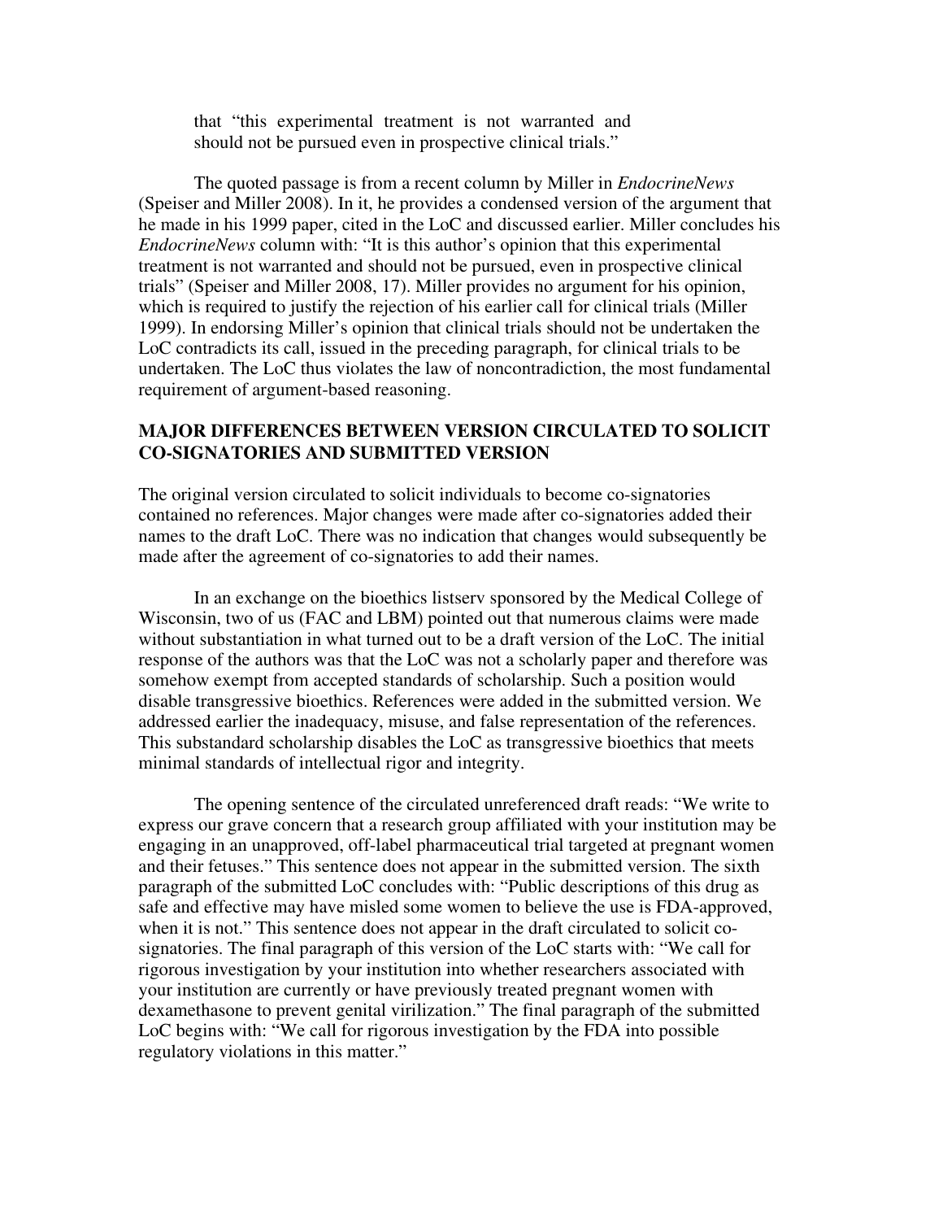> that "this experimental treatment is not warranted and should not be pursued even in prospective clinical trials."

The quoted passage is from a recent column by Miller in *EndocrineNews* (Speiser and Miller 2008). In it, he provides a condensed version of the argument that he made in his 1999 paper, cited in the LoC and discussed earlier. Miller concludes his *EndocrineNews* column with: "It is this author's opinion that this experimental treatment is not warranted and should not be pursued, even in prospective clinical trials" (Speiser and Miller 2008, 17). Miller provides no argument for his opinion, which is required to justify the rejection of his earlier call for clinical trials (Miller 1999). In endorsing Miller's opinion that clinical trials should not be undertaken the LoC contradicts its call, issued in the preceding paragraph, for clinical trials to be undertaken. The LoC thus violates the law of noncontradiction, the most fundamental requirement of argument-based reasoning.

## MAJOR DIFFERENCES BETWEEN VERSION CIRCULATED TO SOLICIT CO-SIGNATORIES AND SUBMITTED VERSION

The original version circulated to solicit individuals to become co-signatories contained no references. Major changes were made after co-signatories added their names to the draft LoC. There was no indication that changes would subsequently be made after the agreement of co-signatories to add their names.

In an exchange on the bioethics listserv sponsored by the Medical College of Wisconsin, two of us (FAC and LBM) pointed out that numerous claims were made without substantiation in what turned out to be a draft version of the LoC. The initial response of the authors was that the LoC was not a scholarly paper and therefore was somehow exempt from accepted standards of scholarship. Such a position would disable transgressive bioethics. References were added in the submitted version. We addressed earlier the inadequacy, misuse, and false representation of the references. This substandard scholarship disables the LoC as transgressive bioethics that meets minimal standards of intellectual rigor and integrity.

The opening sentence of the circulated unreferenced draft reads: "We write to express our grave concern that a research group affiliated with your institution may be engaging in an unapproved, off-label pharmaceutical trial targeted at pregnant women and their fetuses." This sentence does not appear in the submitted version. The sixth paragraph of the submitted LoC concludes with: "Public descriptions of this drug as safe and effective may have misled some women to believe the use is FDA-approved, when it is not." This sentence does not appear in the draft circulated to solicit co-signatories. The final paragraph of this version of the LoC starts with: "We call for rigorous investigation by your institution into whether researchers associated with your institution are currently or have previously treated pregnant women with dexamethasone to prevent genital virilization." The final paragraph of the submitted LoC begins with: "We call for rigorous investigation by the FDA into possible regulatory violations in this matter."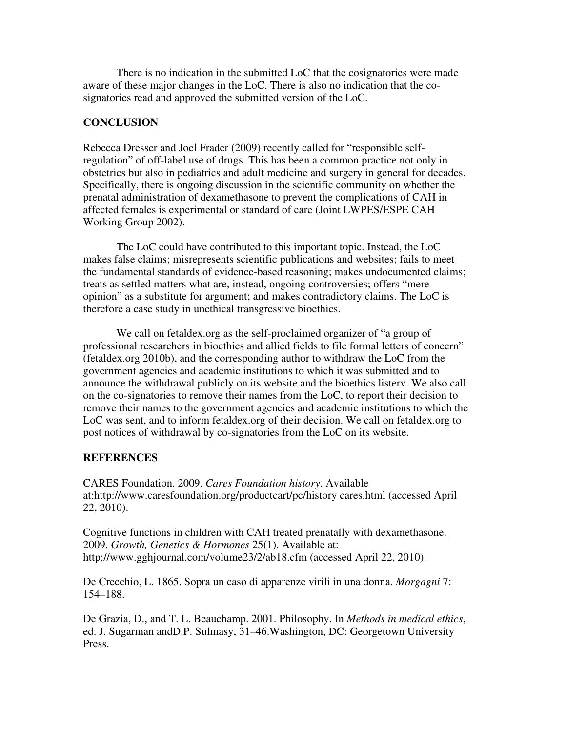There is no indication in the submitted LoC that the cosignatories were made aware of these major changes in the LoC. There is also no indication that the co-signatories read and approved the submitted version of the LoC.

## CONCLUSION

Rebecca Dresser and Joel Frader (2009) recently called for "responsible self-regulation" of off-label use of drugs. This has been a common practice not only in obstetrics but also in pediatrics and adult medicine and surgery in general for decades. Specifically, there is ongoing discussion in the scientific community on whether the prenatal administration of dexamethasone to prevent the complications of CAH in affected females is experimental or standard of care (Joint LWPES/ESPE CAH Working Group 2002).

The LoC could have contributed to this important topic. Instead, the LoC makes false claims; misrepresents scientific publications and websites; fails to meet the fundamental standards of evidence-based reasoning; makes undocumented claims; treats as settled matters what are, instead, ongoing controversies; offers "mere opinion" as a substitute for argument; and makes contradictory claims. The LoC is therefore a case study in unethical transgressive bioethics.

We call on fetaldex.org as the self-proclaimed organizer of "a group of professional researchers in bioethics and allied fields to file formal letters of concern" (fetaldex.org 2010b), and the corresponding author to withdraw the LoC from the government agencies and academic institutions to which it was submitted and to announce the withdrawal publicly on its website and the bioethics listerv. We also call on the co-signatories to remove their names from the LoC, to report their decision to remove their names to the government agencies and academic institutions to which the LoC was sent, and to inform fetaldex.org of their decision. We call on fetaldex.org to post notices of withdrawal by co-signatories from the LoC on its website.

## REFERENCES

CARES Foundation. 2009. *Cares Foundation history*. Available at:http://www.caresfoundation.org/productcart/pc/history cares.html (accessed April 22, 2010).

Cognitive functions in children with CAH treated prenatally with dexamethasone. 2009. *Growth, Genetics & Hormones* 25(1). Available at: http://www.gghjournal.com/volume23/2/ab18.cfm (accessed April 22, 2010).

De Crecchio, L. 1865. Sopra un caso di apparenze virili in una donna. *Morgagni* 7: 154–188.

De Grazia, D., and T. L. Beauchamp. 2001. Philosophy. In *Methods in medical ethics*, ed. J. Sugarman andD.P. Sulmasy, 31–46.Washington, DC: Georgetown University Press.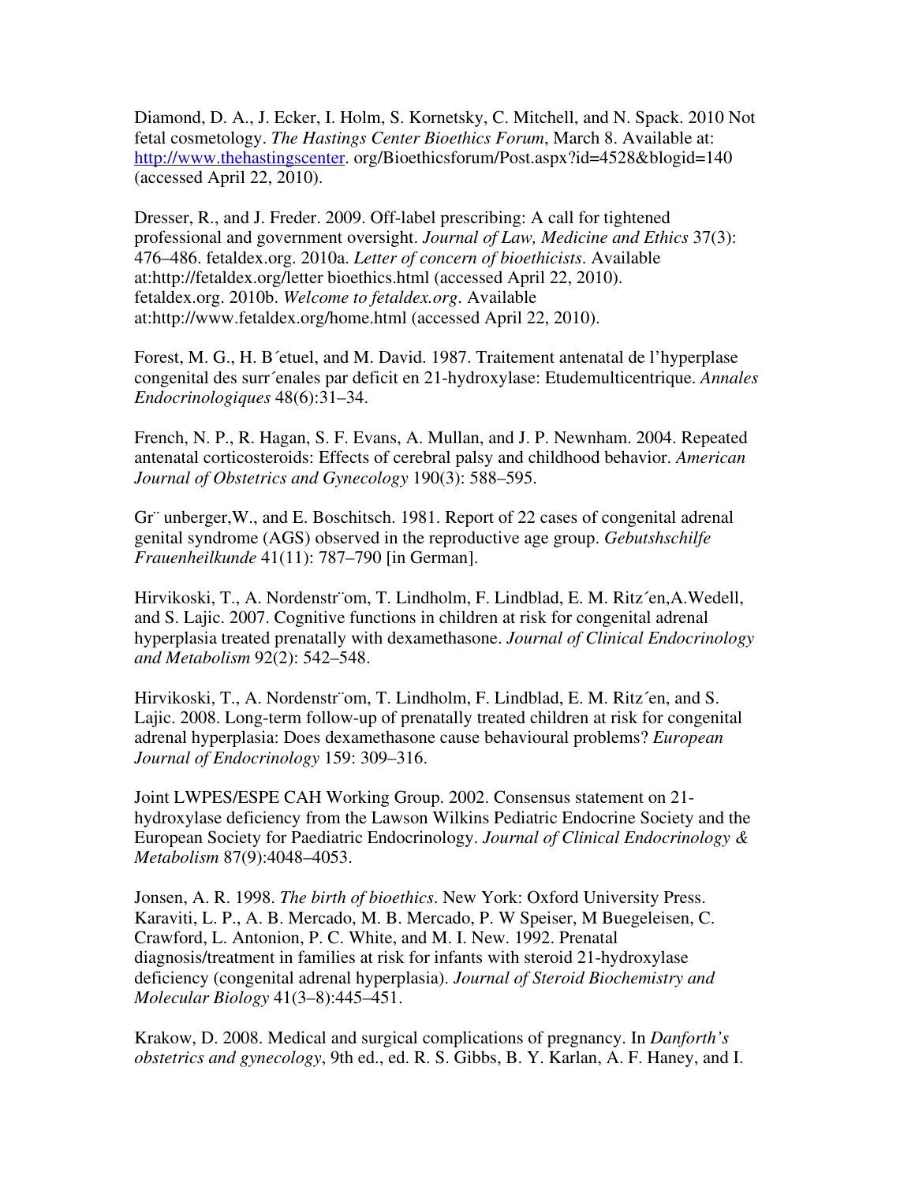Diamond, D. A., J. Ecker, I. Holm, S. Kornetsky, C. Mitchell, and N. Spack. 2010 Not fetal cosmetology. *The Hastings Center Bioethics Forum*, March 8. Available at: http://www.thehastingscenter. org/Bioethicsforum/Post.aspx?id=4528&blogid=140 (accessed April 22, 2010).

Dresser, R., and J. Freder. 2009. Off-label prescribing: A call for tightened professional and government oversight. *Journal of Law, Medicine and Ethics* 37(3): 476–486. fetaldex.org. 2010a. *Letter of concern of bioethicists*. Available at:http://fetaldex.org/letter bioethics.html (accessed April 22, 2010). fetaldex.org. 2010b. *Welcome to fetaldex.org*. Available at:http://www.fetaldex.org/home.html (accessed April 22, 2010).

Forest, M. G., H. B´etuel, and M. David. 1987. Traitement antenatal de l'hyperplase congenital des surr´enales par deficit en 21-hydroxylase: Etudemulticentrique. *Annales Endocrinologiques* 48(6):31–34.

French, N. P., R. Hagan, S. F. Evans, A. Mullan, and J. P. Newnham. 2004. Repeated antenatal corticosteroids: Effects of cerebral palsy and childhood behavior. *American Journal of Obstetrics and Gynecology* 190(3): 588–595.

Gr¨ unberger,W., and E. Boschitsch. 1981. Report of 22 cases of congenital adrenal genital syndrome (AGS) observed in the reproductive age group. *Gebutshschilfe Frauenheilkunde* 41(11): 787–790 [in German].

Hirvikoski, T., A. Nordenstr¨om, T. Lindholm, F. Lindblad, E. M. Ritz´en,A.Wedell, and S. Lajic. 2007. Cognitive functions in children at risk for congenital adrenal hyperplasia treated prenatally with dexamethasone. *Journal of Clinical Endocrinology and Metabolism* 92(2): 542–548.

Hirvikoski, T., A. Nordenstr¨om, T. Lindholm, F. Lindblad, E. M. Ritz´en, and S. Lajic. 2008. Long-term follow-up of prenatally treated children at risk for congenital adrenal hyperplasia: Does dexamethasone cause behavioural problems? *European Journal of Endocrinology* 159: 309–316.

Joint LWPES/ESPE CAH Working Group. 2002. Consensus statement on 21-hydroxylase deficiency from the Lawson Wilkins Pediatric Endocrine Society and the European Society for Paediatric Endocrinology. *Journal of Clinical Endocrinology & Metabolism* 87(9):4048–4053.

Jonsen, A. R. 1998. *The birth of bioethics*. New York: Oxford University Press. Karaviti, L. P., A. B. Mercado, M. B. Mercado, P. W Speiser, M Buegeleisen, C. Crawford, L. Antonion, P. C. White, and M. I. New. 1992. Prenatal diagnosis/treatment in families at risk for infants with steroid 21-hydroxylase deficiency (congenital adrenal hyperplasia). *Journal of Steroid Biochemistry and Molecular Biology* 41(3–8):445–451.

Krakow, D. 2008. Medical and surgical complications of pregnancy. In *Danforth's obstetrics and gynecology*, 9th ed., ed. R. S. Gibbs, B. Y. Karlan, A. F. Haney, and I.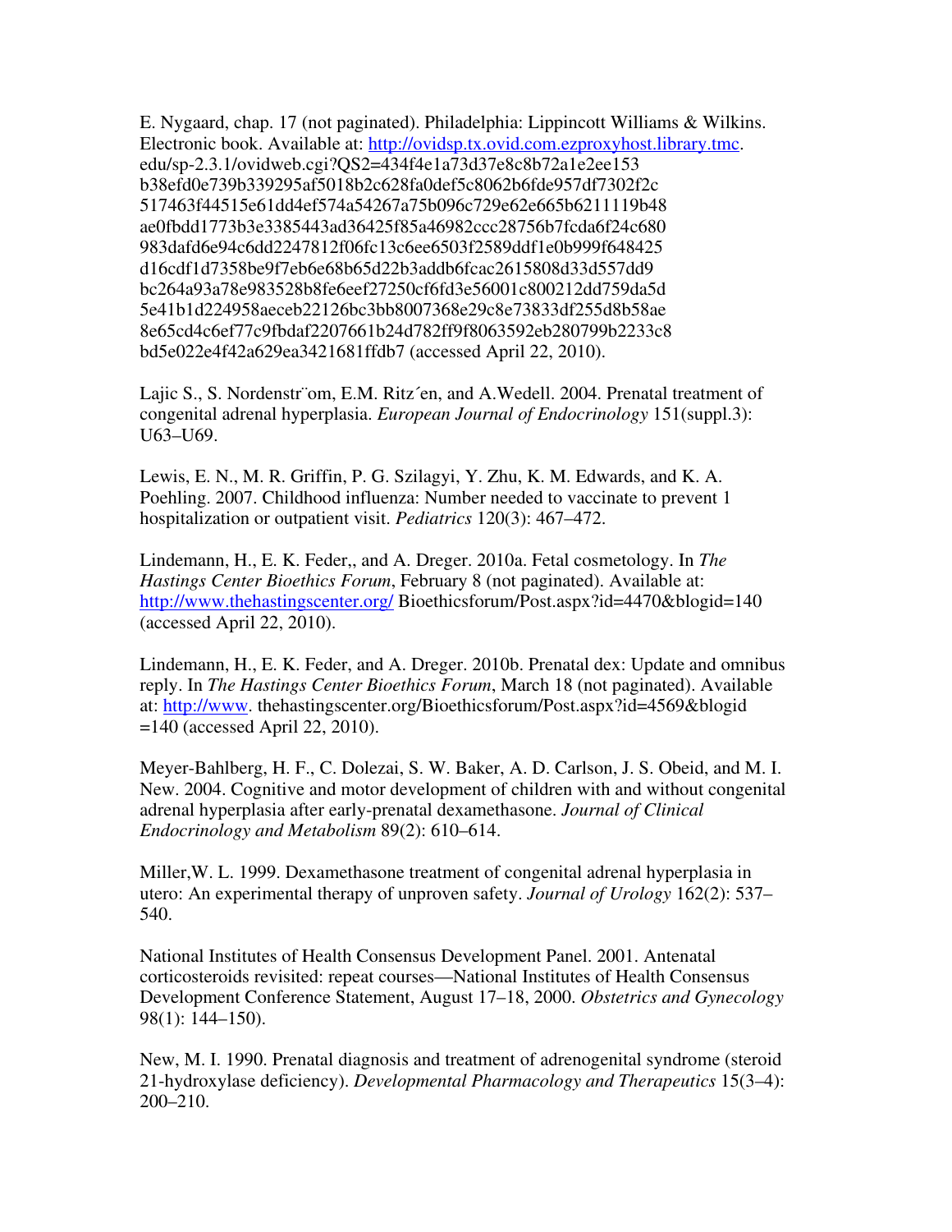E. Nygaard, chap. 17 (not paginated). Philadelphia: Lippincott Williams & Wilkins. Electronic book. Available at: http://ovidsp.tx.ovid.com.ezproxyhost.library.tmc. edu/sp-2.3.1/ovidweb.cgi?QS2=434f4e1a73d37e8c8b72a1e2ee153 b38efd0e739b339295af5018b2c628fa0def5c8062b6fde957df7302f2c 517463f44515e61dd4ef574a54267a75b096c729e62e665b6211119b48 ae0fbdd1773b3e3385443ad36425f85a46982ccc28756b7fcda6f24c680 983dafd6e94c6dd2247812f06fc13c6ee6503f2589ddf1e0b999f648425 d16cdf1d7358be9f7eb6e68b65d22b3addb6fcac2615808d33d557dd9 bc264a93a78e983528b8fe6eef27250cf6fd3e56001c800212dd759da5d 5e41b1d224958aeceb22126bc3bb8007368e29c8e73833df255d8b58ae 8e65cd4c6ef77c9fbdaf2207661b24d782ff9f8063592eb280799b2233c8 bd5e022e4f42a629ea3421681ffdb7 (accessed April 22, 2010).

Lajic S., S. Nordenstr¨om, E.M. Ritz´en, and A.Wedell. 2004. Prenatal treatment of congenital adrenal hyperplasia. *European Journal of Endocrinology* 151(suppl.3): U63–U69.

Lewis, E. N., M. R. Griffin, P. G. Szilagyi, Y. Zhu, K. M. Edwards, and K. A. Poehling. 2007. Childhood influenza: Number needed to vaccinate to prevent 1 hospitalization or outpatient visit. *Pediatrics* 120(3): 467–472.

Lindemann, H., E. K. Feder,, and A. Dreger. 2010a. Fetal cosmetology. In *The Hastings Center Bioethics Forum*, February 8 (not paginated). Available at: http://www.thehastingscenter.org/ Bioethicsforum/Post.aspx?id=4470&blogid=140 (accessed April 22, 2010).

Lindemann, H., E. K. Feder, and A. Dreger. 2010b. Prenatal dex: Update and omnibus reply. In *The Hastings Center Bioethics Forum*, March 18 (not paginated). Available at: http://www. thehastingscenter.org/Bioethicsforum/Post.aspx?id=4569&blogid =140 (accessed April 22, 2010).

Meyer-Bahlberg, H. F., C. Dolezai, S. W. Baker, A. D. Carlson, J. S. Obeid, and M. I. New. 2004. Cognitive and motor development of children with and without congenital adrenal hyperplasia after early-prenatal dexamethasone. *Journal of Clinical Endocrinology and Metabolism* 89(2): 610–614.

Miller,W. L. 1999. Dexamethasone treatment of congenital adrenal hyperplasia in utero: An experimental therapy of unproven safety. *Journal of Urology* 162(2): 537–540.

National Institutes of Health Consensus Development Panel. 2001. Antenatal corticosteroids revisited: repeat courses—National Institutes of Health Consensus Development Conference Statement, August 17–18, 2000. *Obstetrics and Gynecology* 98(1): 144–150).

New, M. I. 1990. Prenatal diagnosis and treatment of adrenogenital syndrome (steroid 21-hydroxylase deficiency). *Developmental Pharmacology and Therapeutics* 15(3–4): 200–210.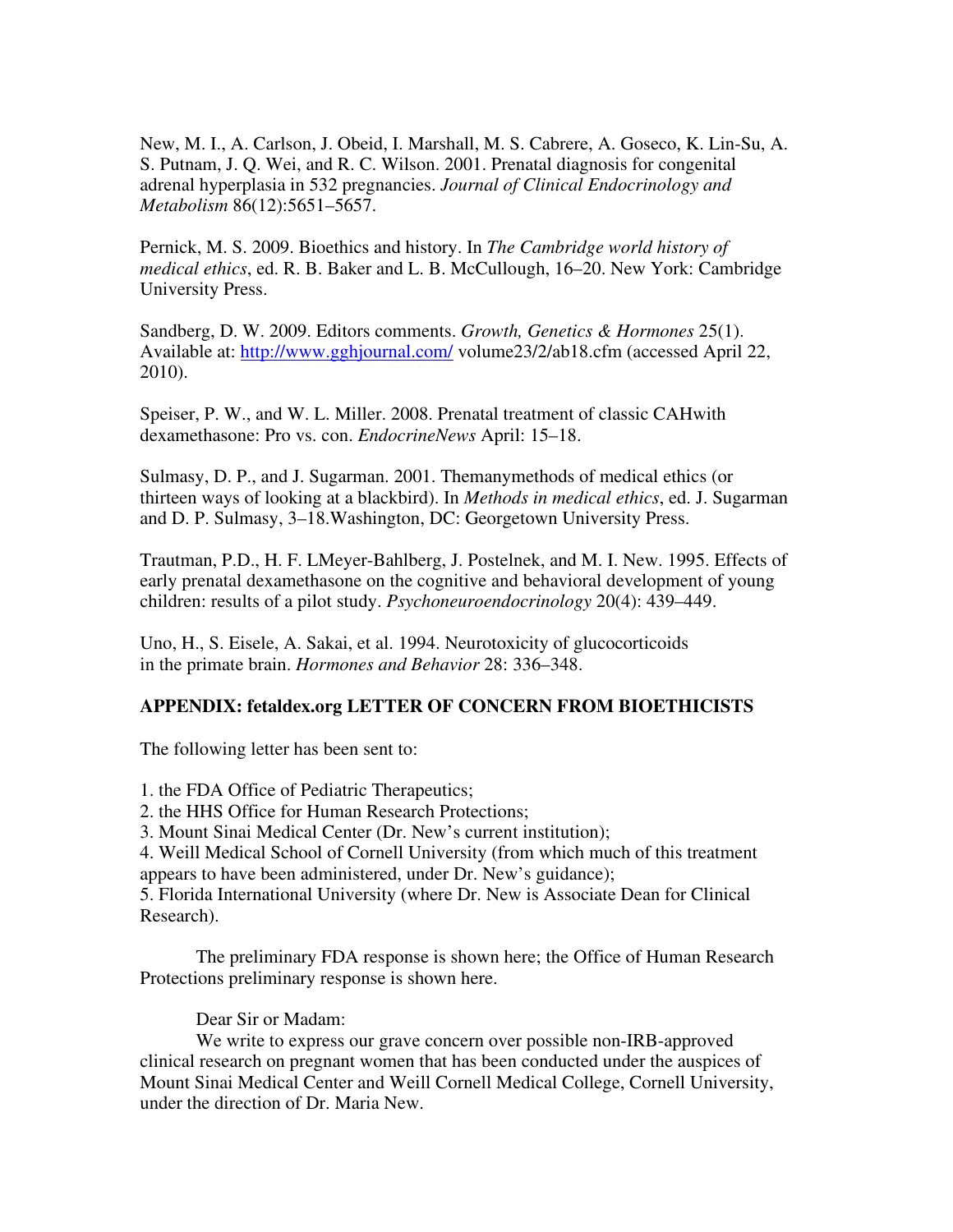New, M. I., A. Carlson, J. Obeid, I. Marshall, M. S. Cabrere, A. Goseco, K. Lin-Su, A. S. Putnam, J. Q. Wei, and R. C. Wilson. 2001. Prenatal diagnosis for congenital adrenal hyperplasia in 532 pregnancies. *Journal of Clinical Endocrinology and Metabolism* 86(12):5651–5657.

Pernick, M. S. 2009. Bioethics and history. In *The Cambridge world history of medical ethics*, ed. R. B. Baker and L. B. McCullough, 16–20. New York: Cambridge University Press.

Sandberg, D. W. 2009. Editors comments. *Growth, Genetics & Hormones* 25(1). Available at: http://www.gghjournal.com/ volume23/2/ab18.cfm (accessed April 22, 2010).

Speiser, P. W., and W. L. Miller. 2008. Prenatal treatment of classic CAHwith dexamethasone: Pro vs. con. *EndocrineNews* April: 15–18.

Sulmasy, D. P., and J. Sugarman. 2001. Themanymethods of medical ethics (or thirteen ways of looking at a blackbird). In *Methods in medical ethics*, ed. J. Sugarman and D. P. Sulmasy, 3–18.Washington, DC: Georgetown University Press.

Trautman, P.D., H. F. LMeyer-Bahlberg, J. Postelnek, and M. I. New. 1995. Effects of early prenatal dexamethasone on the cognitive and behavioral development of young children: results of a pilot study. *Psychoneuroendocrinology* 20(4): 439–449.

Uno, H., S. Eisele, A. Sakai, et al. 1994. Neurotoxicity of glucocorticoids in the primate brain. *Hormones and Behavior* 28: 336–348.

**APPENDIX: fetaldex.org LETTER OF CONCERN FROM BIOETHICISTS**

The following letter has been sent to:

1. the FDA Office of Pediatric Therapeutics;
2. the HHS Office for Human Research Protections;
3. Mount Sinai Medical Center (Dr. New's current institution);
4. Weill Medical School of Cornell University (from which much of this treatment appears to have been administered, under Dr. New's guidance);
5. Florida International University (where Dr. New is Associate Dean for Clinical Research).

The preliminary FDA response is shown here; the Office of Human Research Protections preliminary response is shown here.

Dear Sir or Madam:

We write to express our grave concern over possible non-IRB-approved clinical research on pregnant women that has been conducted under the auspices of Mount Sinai Medical Center and Weill Cornell Medical College, Cornell University, under the direction of Dr. Maria New.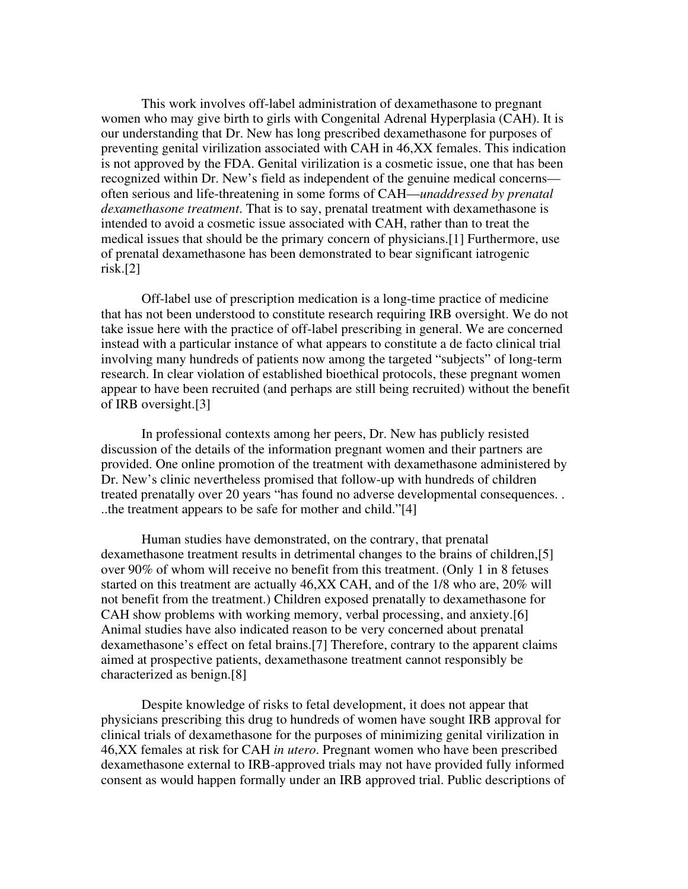This work involves off-label administration of dexamethasone to pregnant women who may give birth to girls with Congenital Adrenal Hyperplasia (CAH). It is our understanding that Dr. New has long prescribed dexamethasone for purposes of preventing genital virilization associated with CAH in 46,XX females. This indication is not approved by the FDA. Genital virilization is a cosmetic issue, one that has been recognized within Dr. New's field as independent of the genuine medical concerns—often serious and life-threatening in some forms of CAH—*unaddressed by prenatal dexamethasone treatment*. That is to say, prenatal treatment with dexamethasone is intended to avoid a cosmetic issue associated with CAH, rather than to treat the medical issues that should be the primary concern of physicians.[1] Furthermore, use of prenatal dexamethasone has been demonstrated to bear significant iatrogenic risk.[2]

Off-label use of prescription medication is a long-time practice of medicine that has not been understood to constitute research requiring IRB oversight. We do not take issue here with the practice of off-label prescribing in general. We are concerned instead with a particular instance of what appears to constitute a de facto clinical trial involving many hundreds of patients now among the targeted "subjects" of long-term research. In clear violation of established bioethical protocols, these pregnant women appear to have been recruited (and perhaps are still being recruited) without the benefit of IRB oversight.[3]

In professional contexts among her peers, Dr. New has publicly resisted discussion of the details of the information pregnant women and their partners are provided. One online promotion of the treatment with dexamethasone administered by Dr. New's clinic nevertheless promised that follow-up with hundreds of children treated prenatally over 20 years "has found no adverse developmental consequences. . ..the treatment appears to be safe for mother and child."[4]

Human studies have demonstrated, on the contrary, that prenatal dexamethasone treatment results in detrimental changes to the brains of children,[5] over 90% of whom will receive no benefit from this treatment. (Only 1 in 8 fetuses started on this treatment are actually 46,XX CAH, and of the 1/8 who are, 20% will not benefit from the treatment.) Children exposed prenatally to dexamethasone for CAH show problems with working memory, verbal processing, and anxiety.[6] Animal studies have also indicated reason to be very concerned about prenatal dexamethasone's effect on fetal brains.[7] Therefore, contrary to the apparent claims aimed at prospective patients, dexamethasone treatment cannot responsibly be characterized as benign.[8]

Despite knowledge of risks to fetal development, it does not appear that physicians prescribing this drug to hundreds of women have sought IRB approval for clinical trials of dexamethasone for the purposes of minimizing genital virilization in 46,XX females at risk for CAH *in utero*. Pregnant women who have been prescribed dexamethasone external to IRB-approved trials may not have provided fully informed consent as would happen formally under an IRB approved trial. Public descriptions of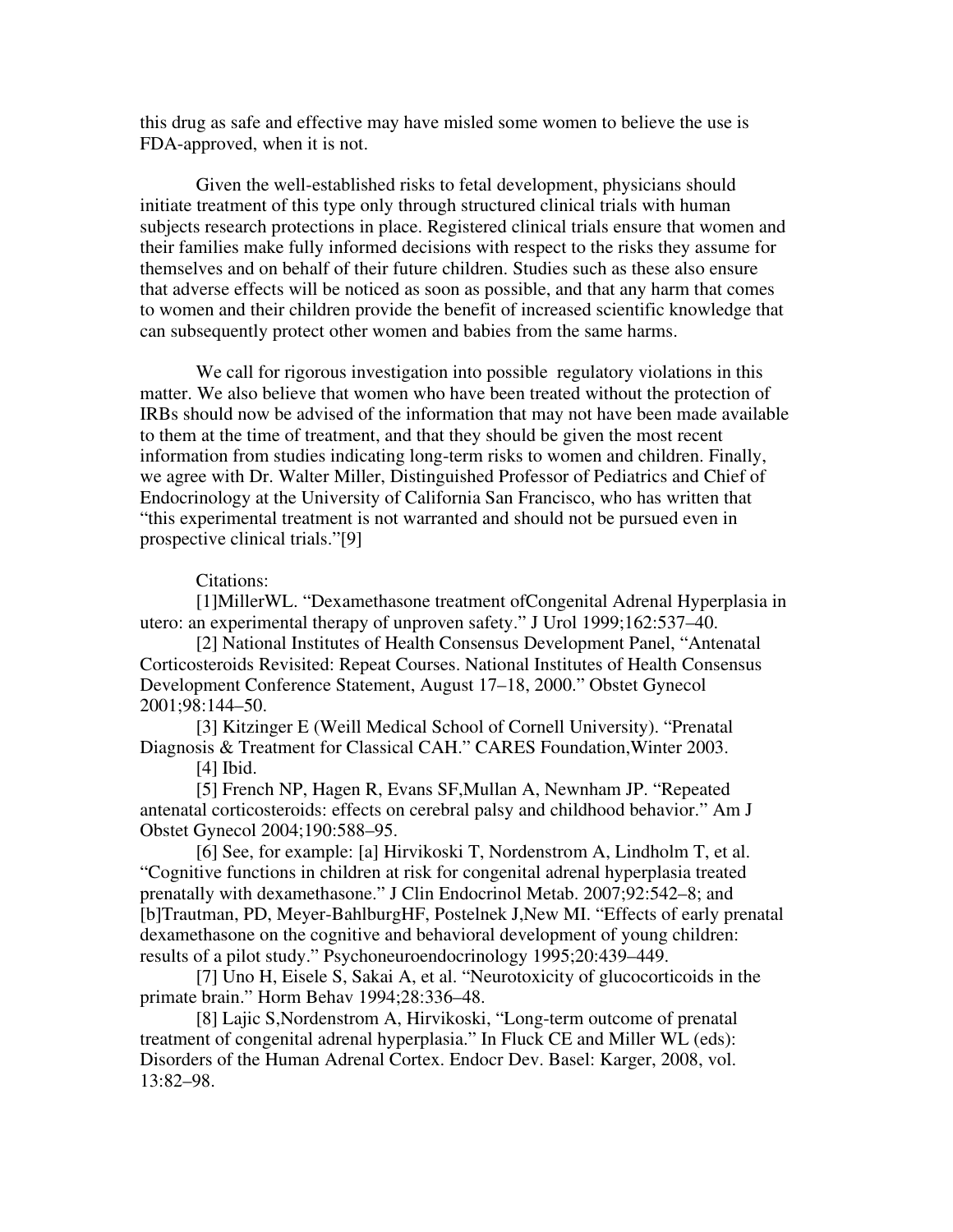this drug as safe and effective may have misled some women to believe the use is FDA-approved, when it is not.

Given the well-established risks to fetal development, physicians should initiate treatment of this type only through structured clinical trials with human subjects research protections in place. Registered clinical trials ensure that women and their families make fully informed decisions with respect to the risks they assume for themselves and on behalf of their future children. Studies such as these also ensure that adverse effects will be noticed as soon as possible, and that any harm that comes to women and their children provide the benefit of increased scientific knowledge that can subsequently protect other women and babies from the same harms.

We call for rigorous investigation into possible regulatory violations in this matter. We also believe that women who have been treated without the protection of IRBs should now be advised of the information that may not have been made available to them at the time of treatment, and that they should be given the most recent information from studies indicating long-term risks to women and children. Finally, we agree with Dr. Walter Miller, Distinguished Professor of Pediatrics and Chief of Endocrinology at the University of California San Francisco, who has written that "this experimental treatment is not warranted and should not be pursued even in prospective clinical trials."[9]

Citations:

[1]MillerWL. "Dexamethasone treatment ofCongenital Adrenal Hyperplasia in utero: an experimental therapy of unproven safety." J Urol 1999;162:537–40.

[2] National Institutes of Health Consensus Development Panel, "Antenatal Corticosteroids Revisited: Repeat Courses. National Institutes of Health Consensus Development Conference Statement, August 17–18, 2000." Obstet Gynecol 2001;98:144–50.

[3] Kitzinger E (Weill Medical School of Cornell University). "Prenatal Diagnosis & Treatment for Classical CAH." CARES Foundation,Winter 2003.

[4] Ibid.

[5] French NP, Hagen R, Evans SF,Mullan A, Newnham JP. "Repeated antenatal corticosteroids: effects on cerebral palsy and childhood behavior." Am J Obstet Gynecol 2004;190:588–95.

[6] See, for example: [a] Hirvikoski T, Nordenstrom A, Lindholm T, et al. "Cognitive functions in children at risk for congenital adrenal hyperplasia treated prenatally with dexamethasone." J Clin Endocrinol Metab. 2007;92:542–8; and [b]Trautman, PD, Meyer-BahlburgHF, Postelnek J,New MI. "Effects of early prenatal dexamethasone on the cognitive and behavioral development of young children: results of a pilot study." Psychoneuroendocrinology 1995;20:439–449.

[7] Uno H, Eisele S, Sakai A, et al. "Neurotoxicity of glucocorticoids in the primate brain." Horm Behav 1994;28:336–48.

[8] Lajic S,Nordenstrom A, Hirvikoski, "Long-term outcome of prenatal treatment of congenital adrenal hyperplasia." In Fluck CE and Miller WL (eds): Disorders of the Human Adrenal Cortex. Endocr Dev. Basel: Karger, 2008, vol. 13:82–98.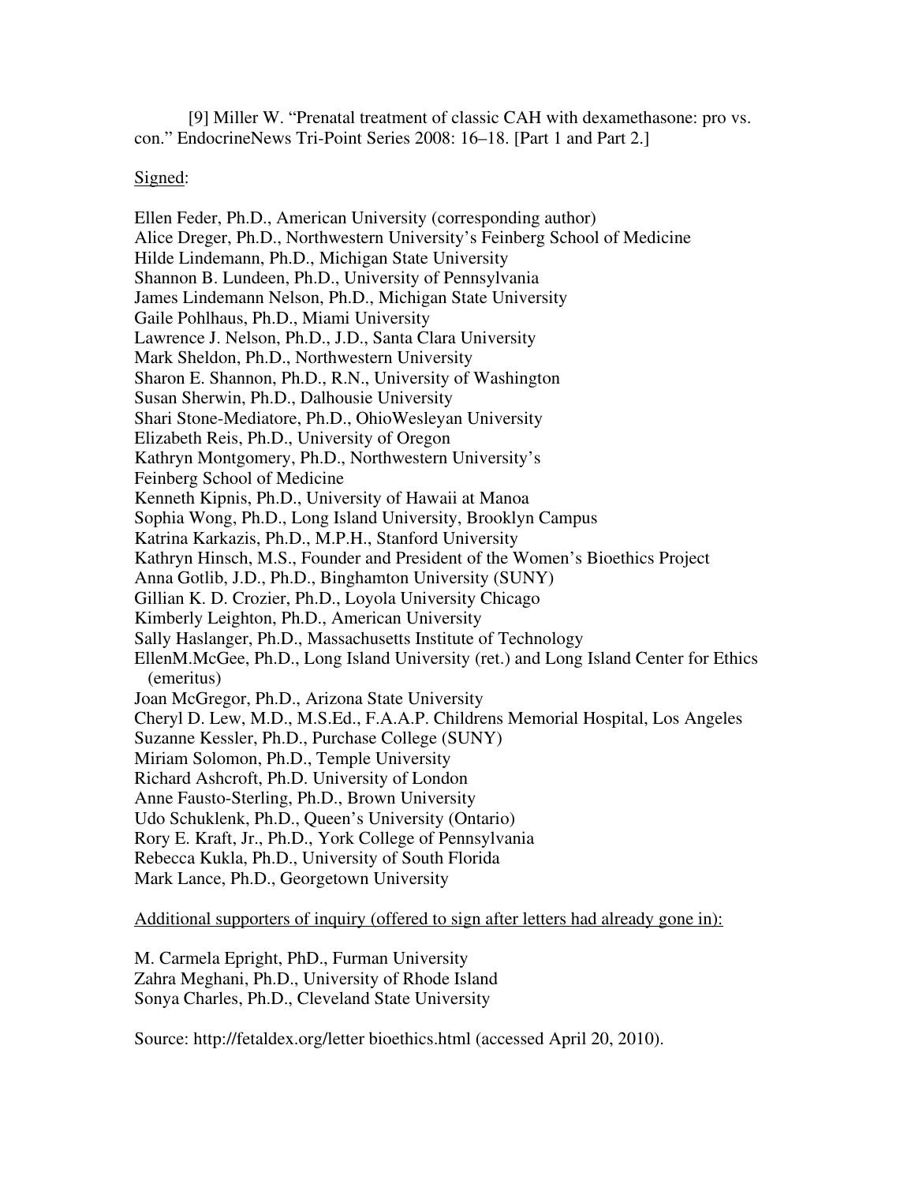[9] Miller W. "Prenatal treatment of classic CAH with dexamethasone: pro vs. con." EndocrineNews Tri-Point Series 2008: 16–18. [Part 1 and Part 2.]

<u>Signed</u>:

Ellen Feder, Ph.D., American University (corresponding author)
Alice Dreger, Ph.D., Northwestern University's Feinberg School of Medicine
Hilde Lindemann, Ph.D., Michigan State University
Shannon B. Lundeen, Ph.D., University of Pennsylvania
James Lindemann Nelson, Ph.D., Michigan State University
Gaile Pohlhaus, Ph.D., Miami University
Lawrence J. Nelson, Ph.D., J.D., Santa Clara University
Mark Sheldon, Ph.D., Northwestern University
Sharon E. Shannon, Ph.D., R.N., University of Washington
Susan Sherwin, Ph.D., Dalhousie University
Shari Stone-Mediatore, Ph.D., OhioWesleyan University
Elizabeth Reis, Ph.D., University of Oregon
Kathryn Montgomery, Ph.D., Northwestern University's Feinberg School of Medicine
Kenneth Kipnis, Ph.D., University of Hawaii at Manoa
Sophia Wong, Ph.D., Long Island University, Brooklyn Campus
Katrina Karkazis, Ph.D., M.P.H., Stanford University
Kathryn Hinsch, M.S., Founder and President of the Women's Bioethics Project
Anna Gotlib, J.D., Ph.D., Binghamton University (SUNY)
Gillian K. D. Crozier, Ph.D., Loyola University Chicago
Kimberly Leighton, Ph.D., American University
Sally Haslanger, Ph.D., Massachusetts Institute of Technology
EllenM.McGee, Ph.D., Long Island University (ret.) and Long Island Center for Ethics (emeritus)
Joan McGregor, Ph.D., Arizona State University
Cheryl D. Lew, M.D., M.S.Ed., F.A.A.P. Childrens Memorial Hospital, Los Angeles
Suzanne Kessler, Ph.D., Purchase College (SUNY)
Miriam Solomon, Ph.D., Temple University
Richard Ashcroft, Ph.D. University of London
Anne Fausto-Sterling, Ph.D., Brown University
Udo Schuklenk, Ph.D., Queen's University (Ontario)
Rory E. Kraft, Jr., Ph.D., York College of Pennsylvania
Rebecca Kukla, Ph.D., University of South Florida
Mark Lance, Ph.D., Georgetown University

<u>Additional supporters of inquiry (offered to sign after letters had already gone in):</u>

M. Carmela Epright, PhD., Furman University
Zahra Meghani, Ph.D., University of Rhode Island
Sonya Charles, Ph.D., Cleveland State University

Source: http://fetaldex.org/letter bioethics.html (accessed April 20, 2010).